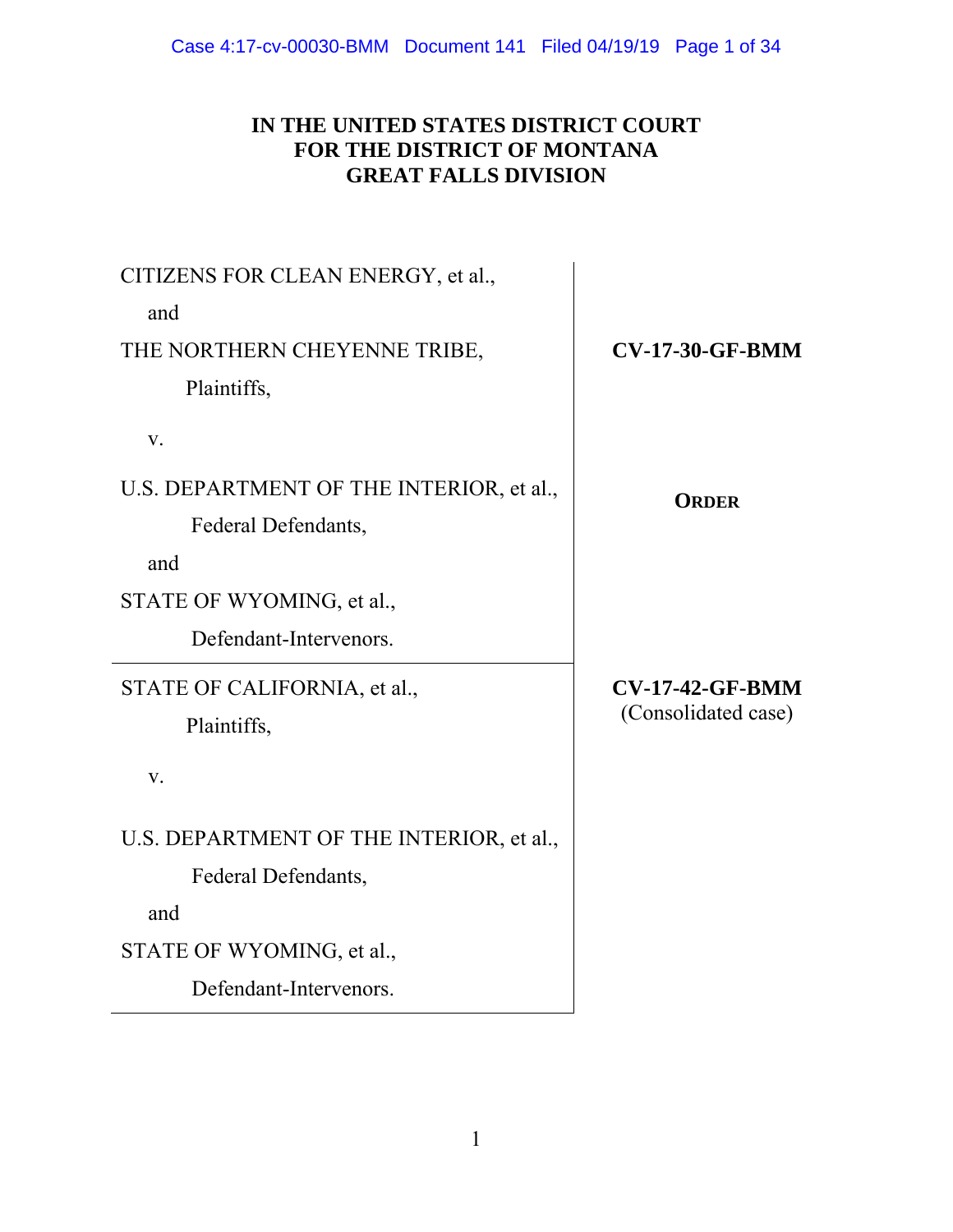**IN THE UNITED STATES DISTRICT COURT**
**FOR THE DISTRICT OF MONTANA**
**GREAT FALLS DIVISION**

| | |
|---|---|
| CITIZENS FOR CLEAN ENERGY, et al.,<br>and<br>THE NORTHERN CHEYENNE TRIBE,<br>Plaintiffs,<br><br>v.<br><br>U.S. DEPARTMENT OF THE INTERIOR, et al.,<br>Federal Defendants,<br>and<br>STATE OF WYOMING, et al.,<br>Defendant-Intervenors. | **CV-17-30-GF-BMM**<br><br><br><br>**ORDER** |
| STATE OF CALIFORNIA, et al.,<br>Plaintiffs,<br><br>v.<br><br>U.S. DEPARTMENT OF THE INTERIOR, et al.,<br>Federal Defendants,<br>and<br>STATE OF WYOMING, et al.,<br>Defendant-Intervenors. | **CV-17-42-GF-BMM**<br>(Consolidated case) |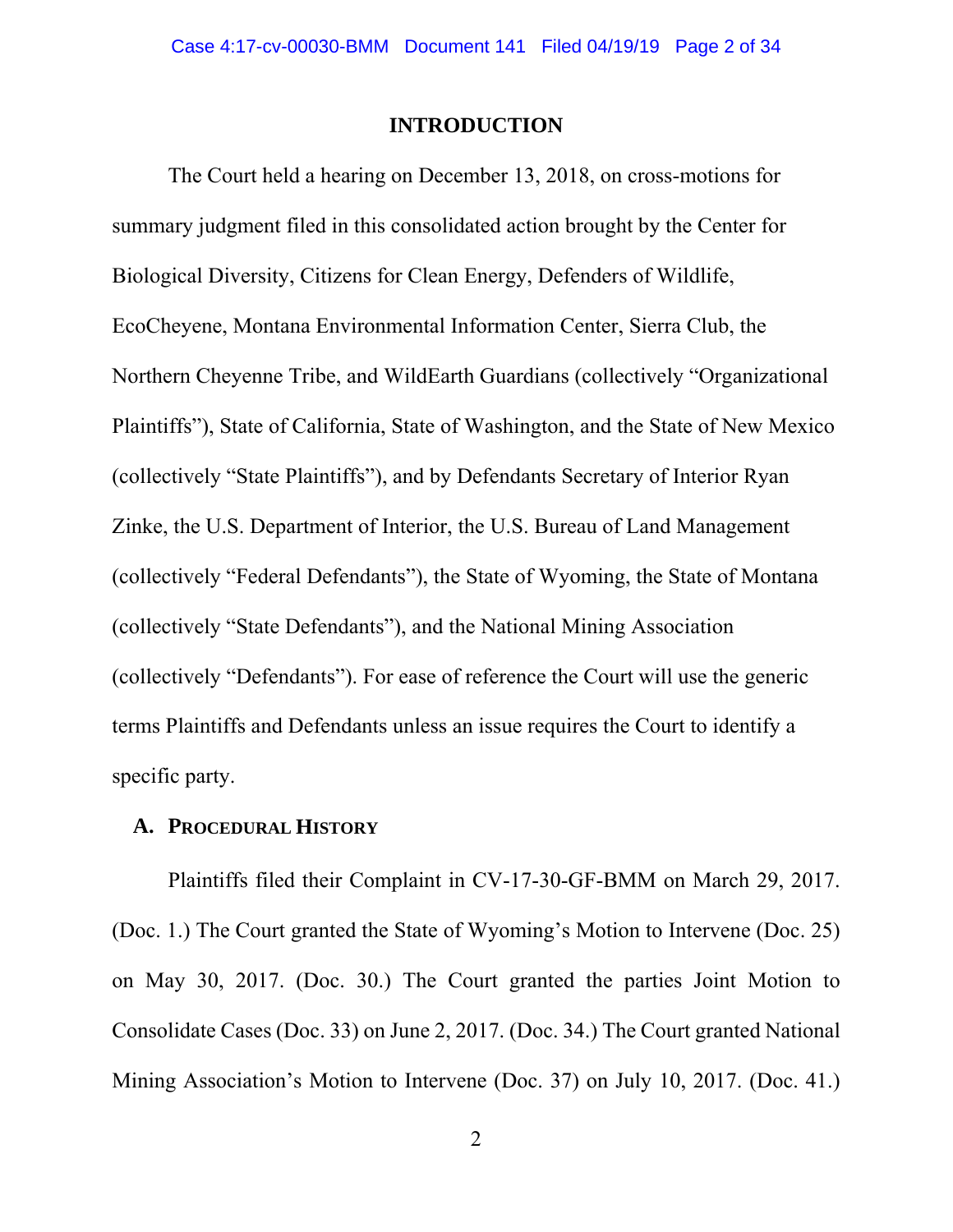# INTRODUCTION

The Court held a hearing on December 13, 2018, on cross-motions for summary judgment filed in this consolidated action brought by the Center for Biological Diversity, Citizens for Clean Energy, Defenders of Wildlife, EcoCheyene, Montana Environmental Information Center, Sierra Club, the Northern Cheyenne Tribe, and WildEarth Guardians (collectively "Organizational Plaintiffs"), State of California, State of Washington, and the State of New Mexico (collectively "State Plaintiffs"), and by Defendants Secretary of Interior Ryan Zinke, the U.S. Department of Interior, the U.S. Bureau of Land Management (collectively "Federal Defendants"), the State of Wyoming, the State of Montana (collectively "State Defendants"), and the National Mining Association (collectively "Defendants"). For ease of reference the Court will use the generic terms Plaintiffs and Defendants unless an issue requires the Court to identify a specific party.

## A. PROCEDURAL HISTORY

Plaintiffs filed their Complaint in CV-17-30-GF-BMM on March 29, 2017. (Doc. 1.) The Court granted the State of Wyoming's Motion to Intervene (Doc. 25) on May 30, 2017. (Doc. 30.) The Court granted the parties Joint Motion to Consolidate Cases (Doc. 33) on June 2, 2017. (Doc. 34.) The Court granted National Mining Association's Motion to Intervene (Doc. 37) on July 10, 2017. (Doc. 41.)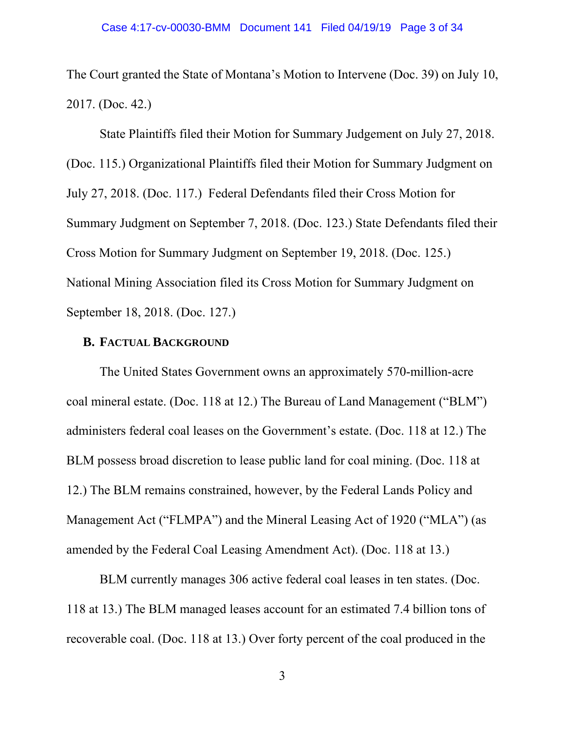The Court granted the State of Montana's Motion to Intervene (Doc. 39) on July 10, 2017. (Doc. 42.)

State Plaintiffs filed their Motion for Summary Judgement on July 27, 2018. (Doc. 115.) Organizational Plaintiffs filed their Motion for Summary Judgment on July 27, 2018. (Doc. 117.) Federal Defendants filed their Cross Motion for Summary Judgment on September 7, 2018. (Doc. 123.) State Defendants filed their Cross Motion for Summary Judgment on September 19, 2018. (Doc. 125.) National Mining Association filed its Cross Motion for Summary Judgment on September 18, 2018. (Doc. 127.)

### B. Factual Background

The United States Government owns an approximately 570-million-acre coal mineral estate. (Doc. 118 at 12.) The Bureau of Land Management ("BLM") administers federal coal leases on the Government's estate. (Doc. 118 at 12.) The BLM possess broad discretion to lease public land for coal mining. (Doc. 118 at 12.) The BLM remains constrained, however, by the Federal Lands Policy and Management Act ("FLMPA") and the Mineral Leasing Act of 1920 ("MLA") (as amended by the Federal Coal Leasing Amendment Act). (Doc. 118 at 13.)

BLM currently manages 306 active federal coal leases in ten states. (Doc. 118 at 13.) The BLM managed leases account for an estimated 7.4 billion tons of recoverable coal. (Doc. 118 at 13.) Over forty percent of the coal produced in the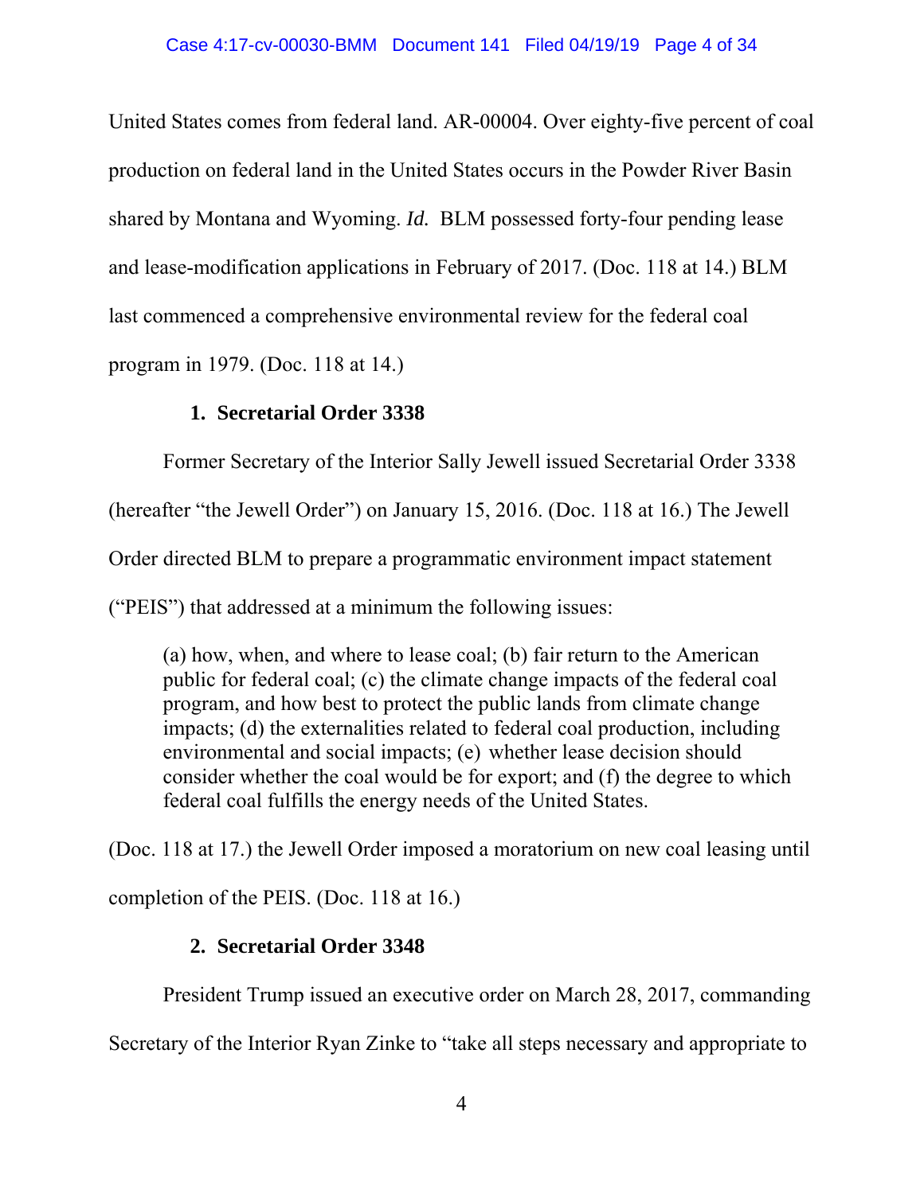United States comes from federal land. AR-00004. Over eighty-five percent of coal production on federal land in the United States occurs in the Powder River Basin shared by Montana and Wyoming. *Id.* BLM possessed forty-four pending lease and lease-modification applications in February of 2017. (Doc. 118 at 14.) BLM last commenced a comprehensive environmental review for the federal coal program in 1979. (Doc. 118 at 14.)

### 1. Secretarial Order 3338

Former Secretary of the Interior Sally Jewell issued Secretarial Order 3338 (hereafter "the Jewell Order") on January 15, 2016. (Doc. 118 at 16.) The Jewell Order directed BLM to prepare a programmatic environment impact statement ("PEIS") that addressed at a minimum the following issues:

> (a) how, when, and where to lease coal; (b) fair return to the American public for federal coal; (c) the climate change impacts of the federal coal program, and how best to protect the public lands from climate change impacts; (d) the externalities related to federal coal production, including environmental and social impacts; (e) whether lease decision should consider whether the coal would be for export; and (f) the degree to which federal coal fulfills the energy needs of the United States.

(Doc. 118 at 17.) the Jewell Order imposed a moratorium on new coal leasing until completion of the PEIS. (Doc. 118 at 16.)

### 2. Secretarial Order 3348

President Trump issued an executive order on March 28, 2017, commanding Secretary of the Interior Ryan Zinke to "take all steps necessary and appropriate to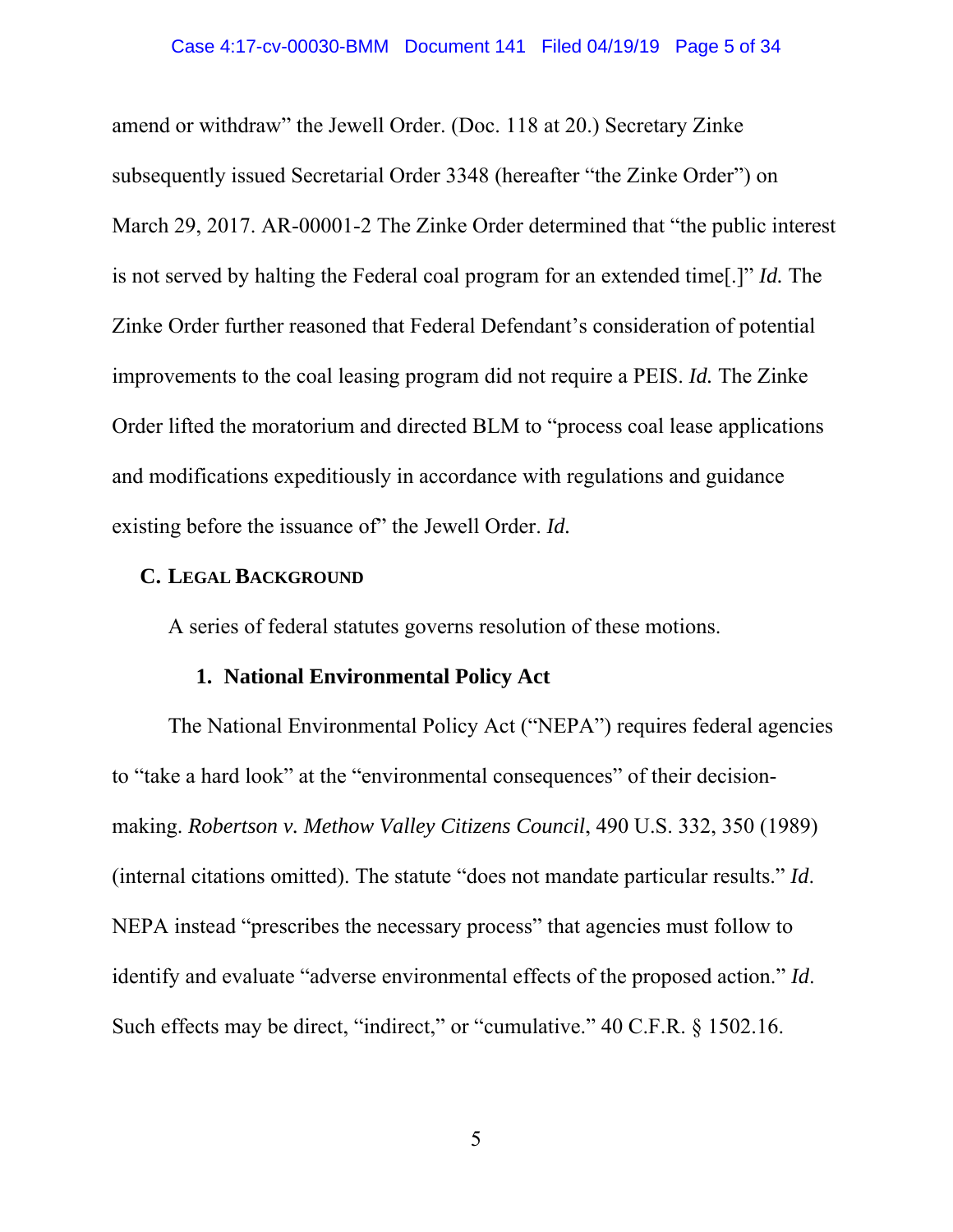amend or withdraw" the Jewell Order. (Doc. 118 at 20.) Secretary Zinke subsequently issued Secretarial Order 3348 (hereafter "the Zinke Order") on March 29, 2017. AR-00001-2 The Zinke Order determined that "the public interest is not served by halting the Federal coal program for an extended time[.]" *Id.* The Zinke Order further reasoned that Federal Defendant's consideration of potential improvements to the coal leasing program did not require a PEIS. *Id.* The Zinke Order lifted the moratorium and directed BLM to "process coal lease applications and modifications expeditiously in accordance with regulations and guidance existing before the issuance of" the Jewell Order. *Id.*

### C. LEGAL BACKGROUND

A series of federal statutes governs resolution of these motions.

#### 1. National Environmental Policy Act

The National Environmental Policy Act ("NEPA") requires federal agencies to "take a hard look" at the "environmental consequences" of their decision-making. *Robertson v. Methow Valley Citizens Council*, 490 U.S. 332, 350 (1989) (internal citations omitted). The statute "does not mandate particular results." *Id*. NEPA instead "prescribes the necessary process" that agencies must follow to identify and evaluate "adverse environmental effects of the proposed action." *Id*. Such effects may be direct, "indirect," or "cumulative." 40 C.F.R. § 1502.16.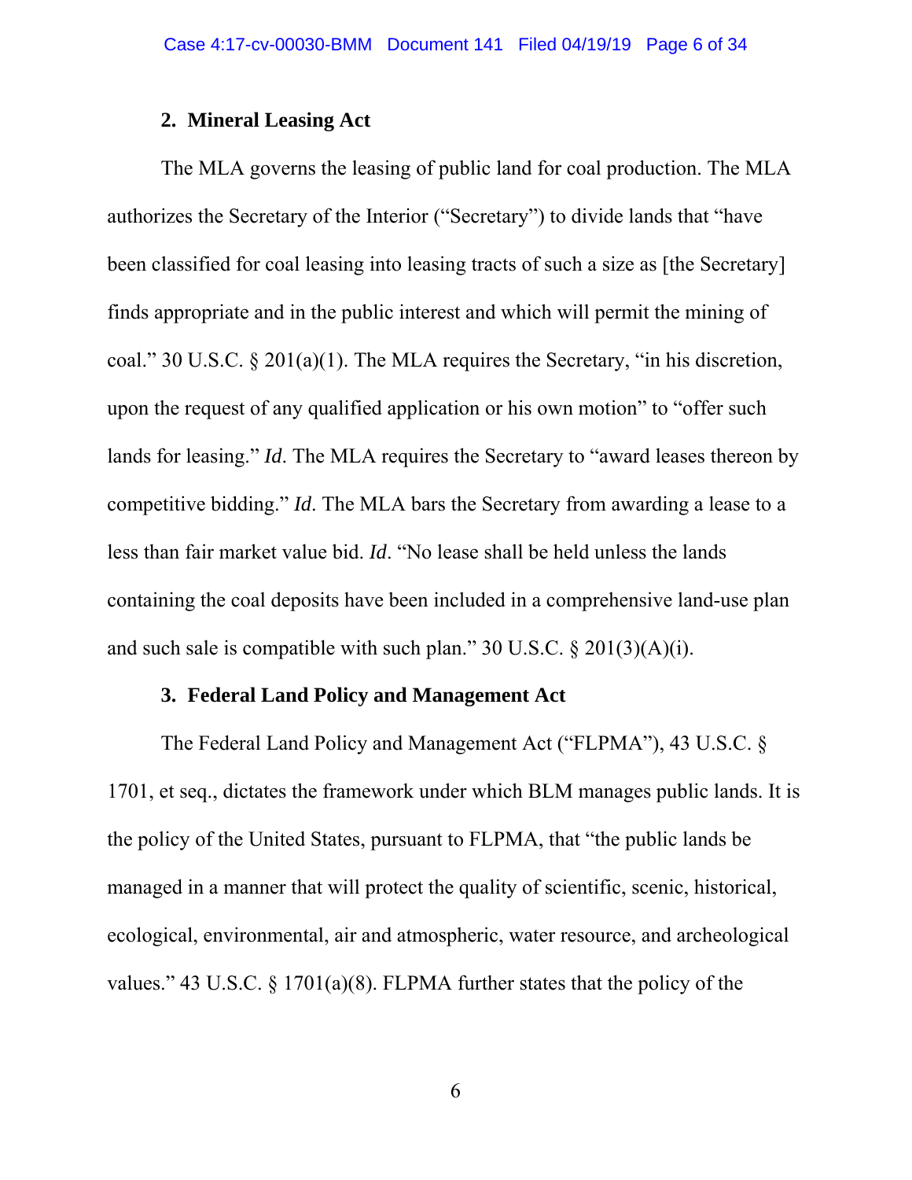### 2. Mineral Leasing Act

The MLA governs the leasing of public land for coal production. The MLA authorizes the Secretary of the Interior ("Secretary") to divide lands that "have been classified for coal leasing into leasing tracts of such a size as [the Secretary] finds appropriate and in the public interest and which will permit the mining of coal." 30 U.S.C. § 201(a)(1). The MLA requires the Secretary, "in his discretion, upon the request of any qualified application or his own motion" to "offer such lands for leasing." *Id*. The MLA requires the Secretary to "award leases thereon by competitive bidding." *Id*. The MLA bars the Secretary from awarding a lease to a less than fair market value bid. *Id*. "No lease shall be held unless the lands containing the coal deposits have been included in a comprehensive land-use plan and such sale is compatible with such plan." 30 U.S.C. § 201(3)(A)(i).

### 3. Federal Land Policy and Management Act

The Federal Land Policy and Management Act ("FLPMA"), 43 U.S.C. § 1701, et seq., dictates the framework under which BLM manages public lands. It is the policy of the United States, pursuant to FLPMA, that "the public lands be managed in a manner that will protect the quality of scientific, scenic, historical, ecological, environmental, air and atmospheric, water resource, and archeological values." 43 U.S.C. § 1701(a)(8). FLPMA further states that the policy of the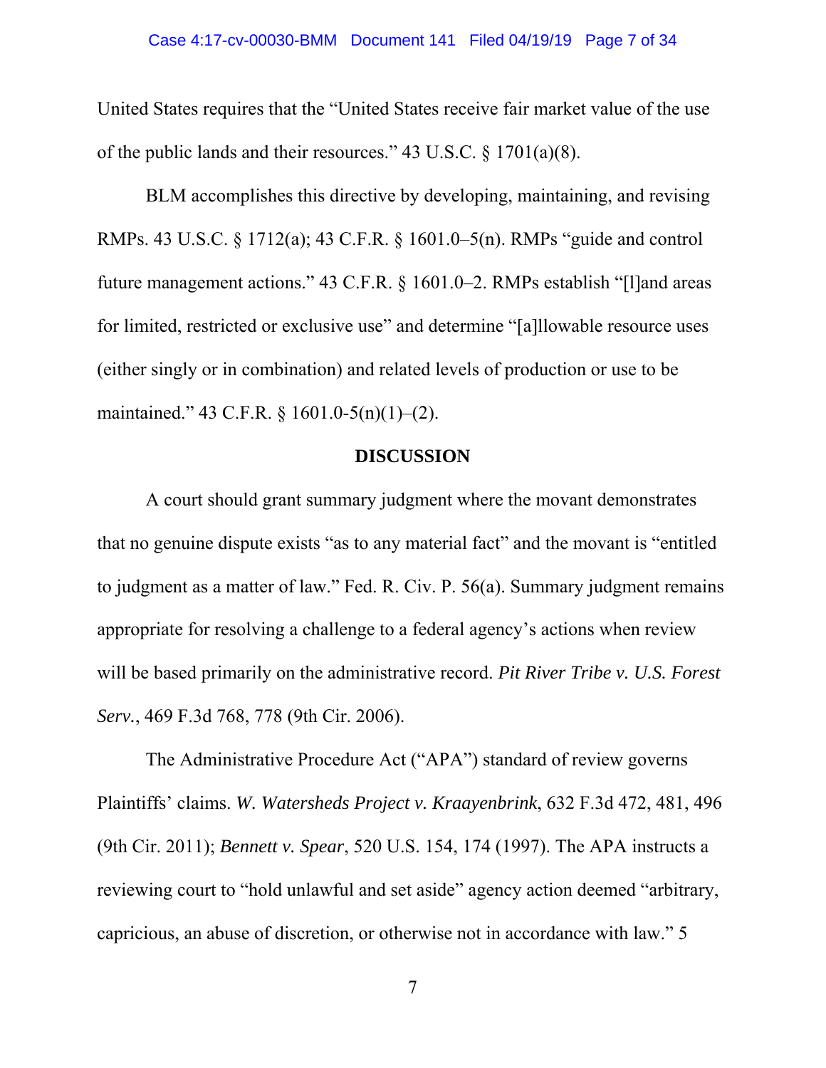United States requires that the "United States receive fair market value of the use of the public lands and their resources." 43 U.S.C. § 1701(a)(8).

BLM accomplishes this directive by developing, maintaining, and revising RMPs. 43 U.S.C. § 1712(a); 43 C.F.R. § 1601.0–5(n). RMPs "guide and control future management actions." 43 C.F.R. § 1601.0–2. RMPs establish "[l]and areas for limited, restricted or exclusive use" and determine "[a]llowable resource uses (either singly or in combination) and related levels of production or use to be maintained." 43 C.F.R. § 1601.0-5(n)(1)–(2).

## DISCUSSION

A court should grant summary judgment where the movant demonstrates that no genuine dispute exists "as to any material fact" and the movant is "entitled to judgment as a matter of law." Fed. R. Civ. P. 56(a). Summary judgment remains appropriate for resolving a challenge to a federal agency's actions when review will be based primarily on the administrative record. *Pit River Tribe v. U.S. Forest Serv.*, 469 F.3d 768, 778 (9th Cir. 2006).

The Administrative Procedure Act ("APA") standard of review governs Plaintiffs' claims. *W. Watersheds Project v. Kraayenbrink*, 632 F.3d 472, 481, 496 (9th Cir. 2011); *Bennett v. Spear*, 520 U.S. 154, 174 (1997). The APA instructs a reviewing court to "hold unlawful and set aside" agency action deemed "arbitrary, capricious, an abuse of discretion, or otherwise not in accordance with law." 5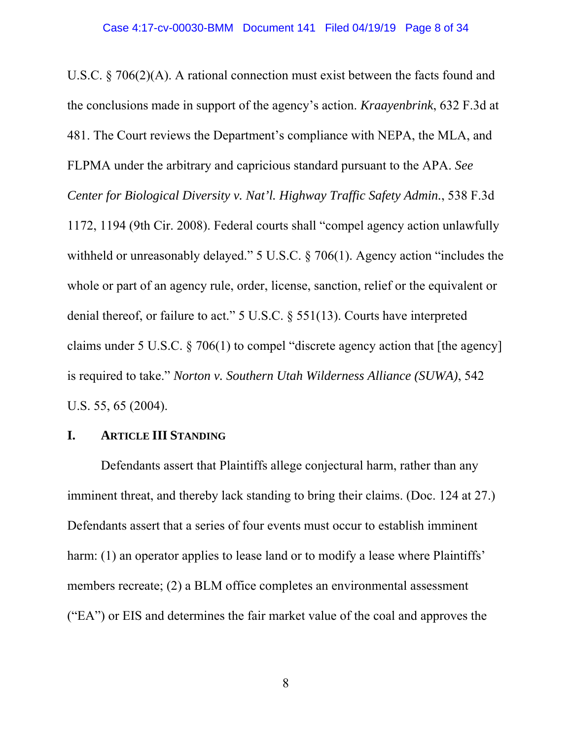U.S.C. § 706(2)(A). A rational connection must exist between the facts found and the conclusions made in support of the agency's action. *Kraayenbrink*, 632 F.3d at 481. The Court reviews the Department's compliance with NEPA, the MLA, and FLPMA under the arbitrary and capricious standard pursuant to the APA. *See Center for Biological Diversity v. Nat'l. Highway Traffic Safety Admin.*, 538 F.3d 1172, 1194 (9th Cir. 2008). Federal courts shall "compel agency action unlawfully withheld or unreasonably delayed." 5 U.S.C. § 706(1). Agency action "includes the whole or part of an agency rule, order, license, sanction, relief or the equivalent or denial thereof, or failure to act." 5 U.S.C. § 551(13). Courts have interpreted claims under 5 U.S.C. § 706(1) to compel "discrete agency action that [the agency] is required to take." *Norton v. Southern Utah Wilderness Alliance (SUWA)*, 542 U.S. 55, 65 (2004).

## I. ARTICLE III STANDING

Defendants assert that Plaintiffs allege conjectural harm, rather than any imminent threat, and thereby lack standing to bring their claims. (Doc. 124 at 27.) Defendants assert that a series of four events must occur to establish imminent harm: (1) an operator applies to lease land or to modify a lease where Plaintiffs' members recreate; (2) a BLM office completes an environmental assessment ("EA") or EIS and determines the fair market value of the coal and approves the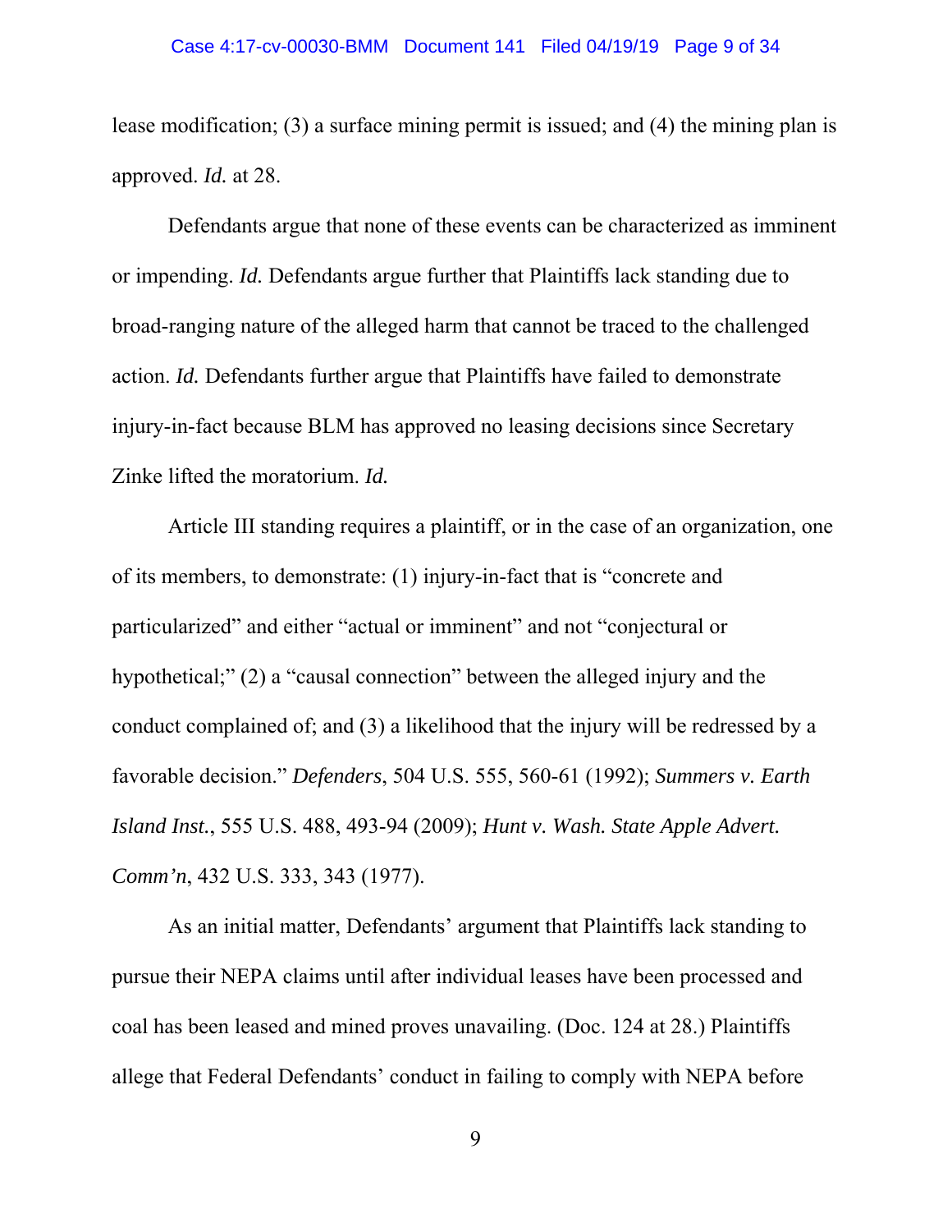lease modification; (3) a surface mining permit is issued; and (4) the mining plan is approved. *Id.* at 28.

Defendants argue that none of these events can be characterized as imminent or impending. *Id.* Defendants argue further that Plaintiffs lack standing due to broad-ranging nature of the alleged harm that cannot be traced to the challenged action. *Id.* Defendants further argue that Plaintiffs have failed to demonstrate injury-in-fact because BLM has approved no leasing decisions since Secretary Zinke lifted the moratorium. *Id.*

Article III standing requires a plaintiff, or in the case of an organization, one of its members, to demonstrate: (1) injury-in-fact that is "concrete and particularized" and either "actual or imminent" and not "conjectural or hypothetical;" (2) a "causal connection" between the alleged injury and the conduct complained of; and (3) a likelihood that the injury will be redressed by a favorable decision." *Defenders*, 504 U.S. 555, 560-61 (1992); *Summers v. Earth Island Inst.*, 555 U.S. 488, 493-94 (2009); *Hunt v. Wash. State Apple Advert. Comm'n*, 432 U.S. 333, 343 (1977).

As an initial matter, Defendants' argument that Plaintiffs lack standing to pursue their NEPA claims until after individual leases have been processed and coal has been leased and mined proves unavailing. (Doc. 124 at 28.) Plaintiffs allege that Federal Defendants' conduct in failing to comply with NEPA before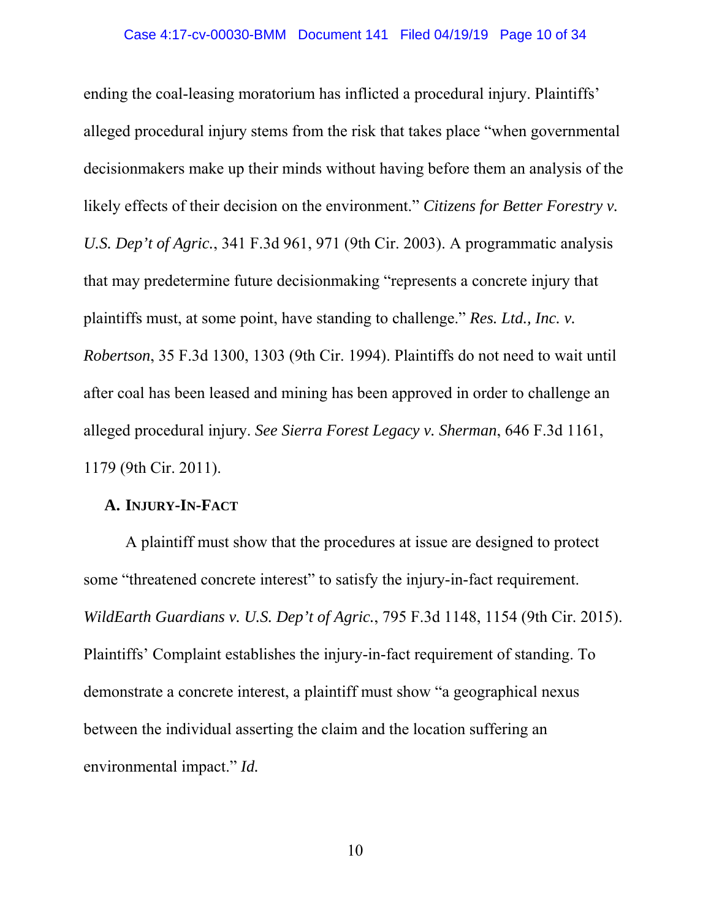ending the coal-leasing moratorium has inflicted a procedural injury. Plaintiffs' alleged procedural injury stems from the risk that takes place "when governmental decisionmakers make up their minds without having before them an analysis of the likely effects of their decision on the environment." *Citizens for Better Forestry v. U.S. Dep't of Agric.*, 341 F.3d 961, 971 (9th Cir. 2003). A programmatic analysis that may predetermine future decisionmaking "represents a concrete injury that plaintiffs must, at some point, have standing to challenge." *Res. Ltd., Inc. v. Robertson*, 35 F.3d 1300, 1303 (9th Cir. 1994). Plaintiffs do not need to wait until after coal has been leased and mining has been approved in order to challenge an alleged procedural injury. *See Sierra Forest Legacy v. Sherman*, 646 F.3d 1161, 1179 (9th Cir. 2011).

### A. Injury-In-Fact

A plaintiff must show that the procedures at issue are designed to protect some "threatened concrete interest" to satisfy the injury-in-fact requirement. *WildEarth Guardians v. U.S. Dep't of Agric.*, 795 F.3d 1148, 1154 (9th Cir. 2015). Plaintiffs' Complaint establishes the injury-in-fact requirement of standing. To demonstrate a concrete interest, a plaintiff must show "a geographical nexus between the individual asserting the claim and the location suffering an environmental impact." *Id.*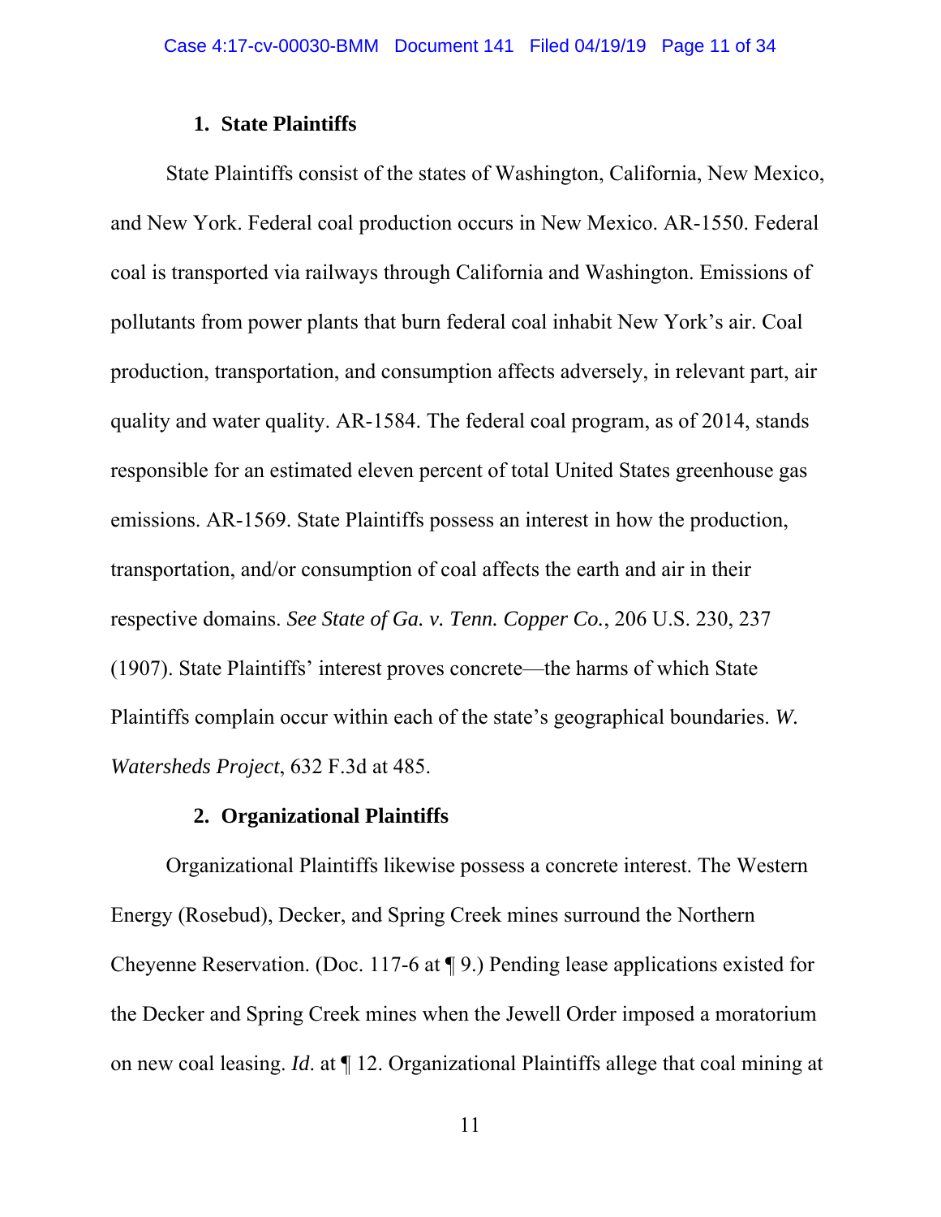### 1. State Plaintiffs

State Plaintiffs consist of the states of Washington, California, New Mexico, and New York. Federal coal production occurs in New Mexico. AR-1550. Federal coal is transported via railways through California and Washington. Emissions of pollutants from power plants that burn federal coal inhabit New York's air. Coal production, transportation, and consumption affects adversely, in relevant part, air quality and water quality. AR-1584. The federal coal program, as of 2014, stands responsible for an estimated eleven percent of total United States greenhouse gas emissions. AR-1569. State Plaintiffs possess an interest in how the production, transportation, and/or consumption of coal affects the earth and air in their respective domains. *See State of Ga. v. Tenn. Copper Co.*, 206 U.S. 230, 237 (1907). State Plaintiffs' interest proves concrete—the harms of which State Plaintiffs complain occur within each of the state's geographical boundaries. *W. Watersheds Project*, 632 F.3d at 485.

### 2. Organizational Plaintiffs

Organizational Plaintiffs likewise possess a concrete interest. The Western Energy (Rosebud), Decker, and Spring Creek mines surround the Northern Cheyenne Reservation. (Doc. 117-6 at ¶ 9.) Pending lease applications existed for the Decker and Spring Creek mines when the Jewell Order imposed a moratorium on new coal leasing. *Id.* at ¶ 12. Organizational Plaintiffs allege that coal mining at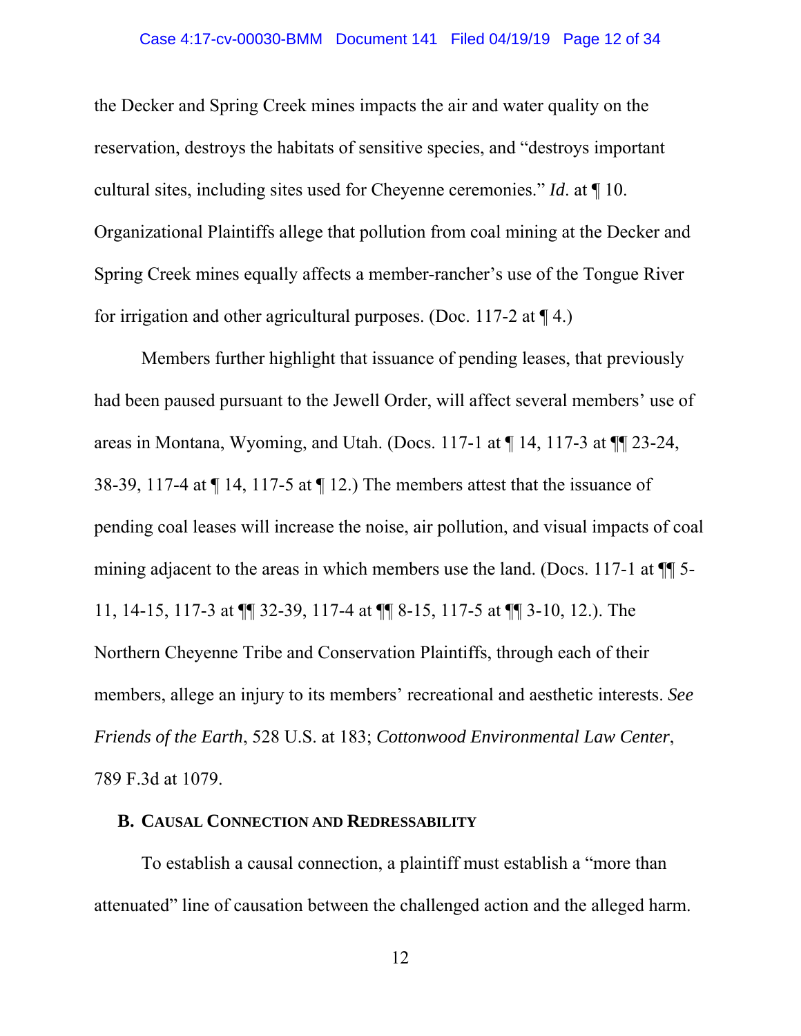the Decker and Spring Creek mines impacts the air and water quality on the reservation, destroys the habitats of sensitive species, and "destroys important cultural sites, including sites used for Cheyenne ceremonies." *Id*. at ¶ 10. Organizational Plaintiffs allege that pollution from coal mining at the Decker and Spring Creek mines equally affects a member-rancher's use of the Tongue River for irrigation and other agricultural purposes. (Doc. 117-2 at ¶ 4.)

Members further highlight that issuance of pending leases, that previously had been paused pursuant to the Jewell Order, will affect several members' use of areas in Montana, Wyoming, and Utah. (Docs. 117-1 at ¶ 14, 117-3 at ¶¶ 23-24, 38-39, 117-4 at ¶ 14, 117-5 at ¶ 12.) The members attest that the issuance of pending coal leases will increase the noise, air pollution, and visual impacts of coal mining adjacent to the areas in which members use the land. (Docs. 117-1 at ¶¶ 5-11, 14-15, 117-3 at ¶¶ 32-39, 117-4 at ¶¶ 8-15, 117-5 at ¶¶ 3-10, 12.). The Northern Cheyenne Tribe and Conservation Plaintiffs, through each of their members, allege an injury to its members' recreational and aesthetic interests. *See Friends of the Earth*, 528 U.S. at 183; *Cottonwood Environmental Law Center*, 789 F.3d at 1079.

### B. CAUSAL CONNECTION AND REDRESSABILITY

To establish a causal connection, a plaintiff must establish a "more than attenuated" line of causation between the challenged action and the alleged harm.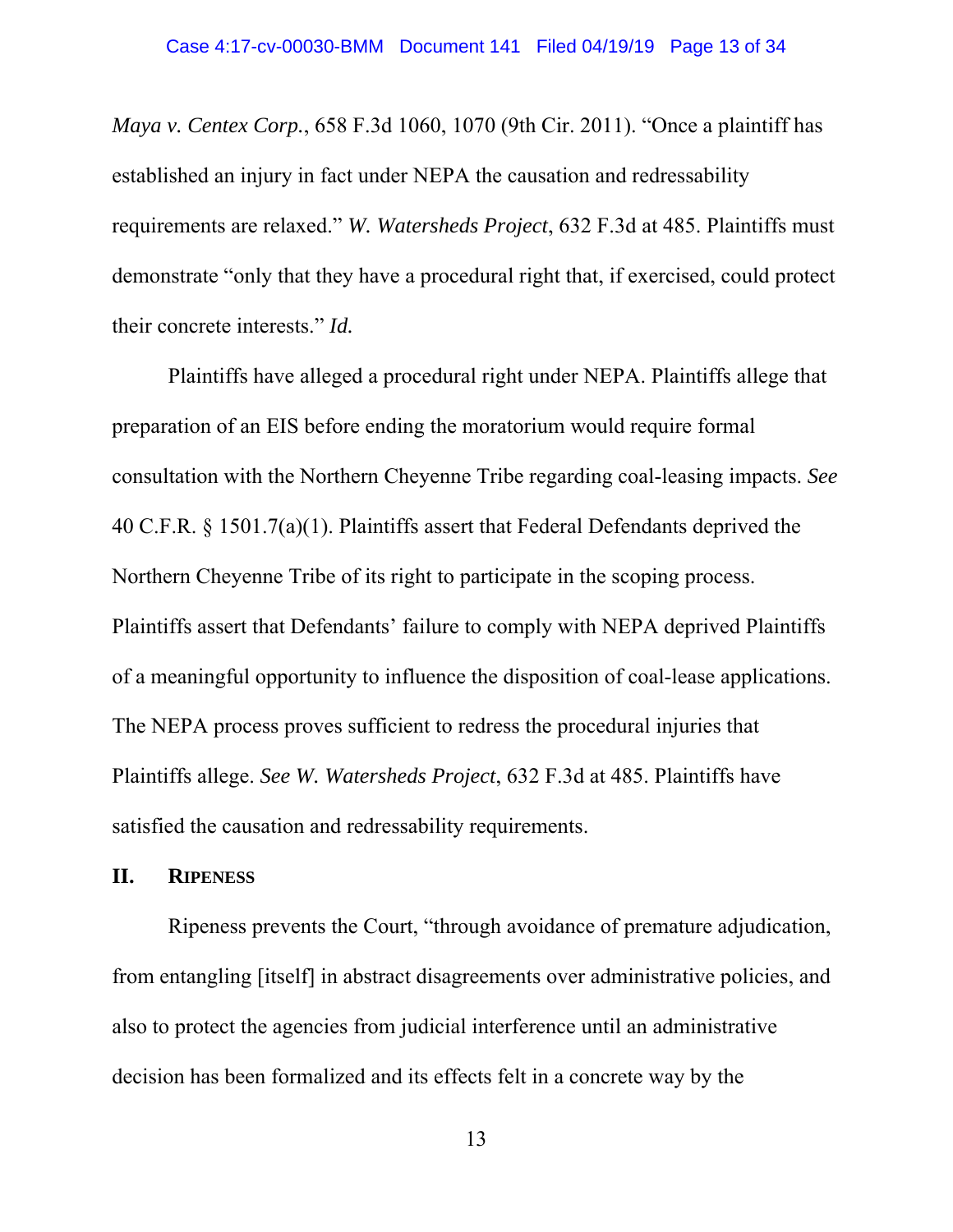*Maya v. Centex Corp.*, 658 F.3d 1060, 1070 (9th Cir. 2011). "Once a plaintiff has established an injury in fact under NEPA the causation and redressability requirements are relaxed." *W. Watersheds Project*, 632 F.3d at 485. Plaintiffs must demonstrate "only that they have a procedural right that, if exercised, could protect their concrete interests." *Id.*

Plaintiffs have alleged a procedural right under NEPA. Plaintiffs allege that preparation of an EIS before ending the moratorium would require formal consultation with the Northern Cheyenne Tribe regarding coal-leasing impacts. *See* 40 C.F.R. § 1501.7(a)(1). Plaintiffs assert that Federal Defendants deprived the Northern Cheyenne Tribe of its right to participate in the scoping process. Plaintiffs assert that Defendants' failure to comply with NEPA deprived Plaintiffs of a meaningful opportunity to influence the disposition of coal-lease applications. The NEPA process proves sufficient to redress the procedural injuries that Plaintiffs allege. *See W. Watersheds Project*, 632 F.3d at 485. Plaintiffs have satisfied the causation and redressability requirements.

## II. RIPENESS

Ripeness prevents the Court, "through avoidance of premature adjudication, from entangling [itself] in abstract disagreements over administrative policies, and also to protect the agencies from judicial interference until an administrative decision has been formalized and its effects felt in a concrete way by the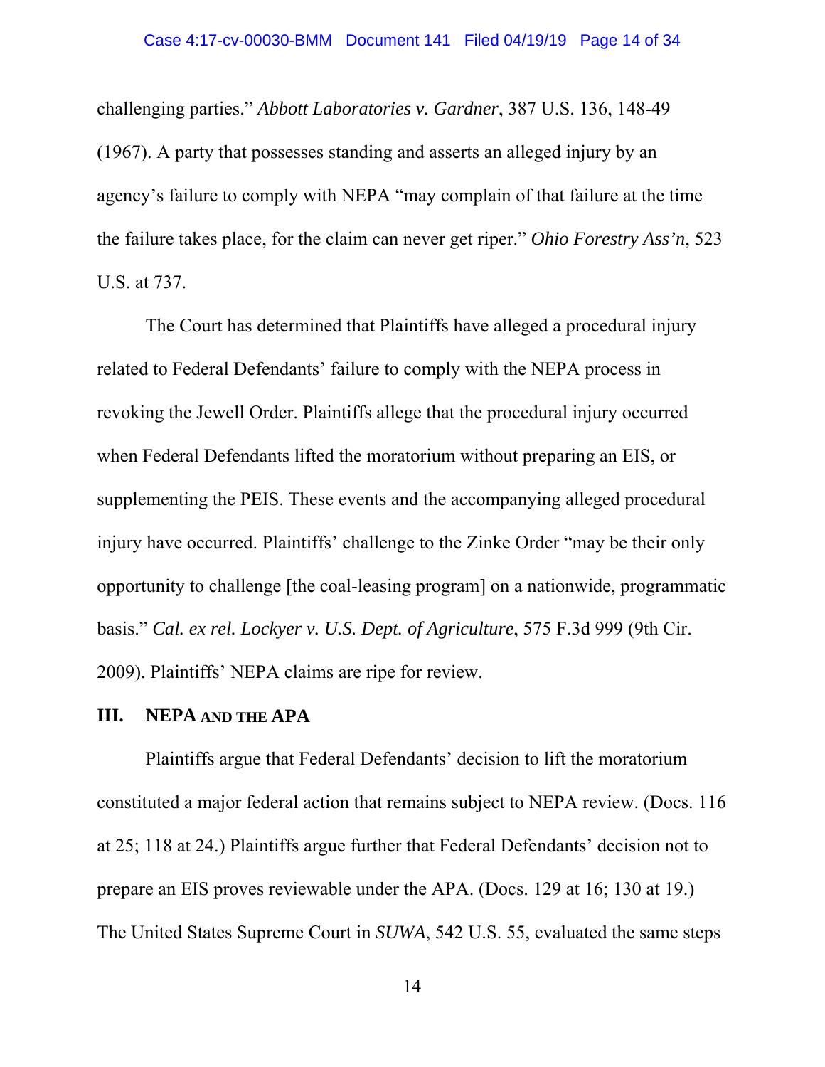challenging parties." *Abbott Laboratories v. Gardner*, 387 U.S. 136, 148-49 (1967). A party that possesses standing and asserts an alleged injury by an agency's failure to comply with NEPA "may complain of that failure at the time the failure takes place, for the claim can never get riper." *Ohio Forestry Ass'n*, 523 U.S. at 737.

The Court has determined that Plaintiffs have alleged a procedural injury related to Federal Defendants' failure to comply with the NEPA process in revoking the Jewell Order. Plaintiffs allege that the procedural injury occurred when Federal Defendants lifted the moratorium without preparing an EIS, or supplementing the PEIS. These events and the accompanying alleged procedural injury have occurred. Plaintiffs' challenge to the Zinke Order "may be their only opportunity to challenge [the coal-leasing program] on a nationwide, programmatic basis." *Cal. ex rel. Lockyer v. U.S. Dept. of Agriculture*, 575 F.3d 999 (9th Cir. 2009). Plaintiffs' NEPA claims are ripe for review.

## III. NEPA AND THE APA

Plaintiffs argue that Federal Defendants' decision to lift the moratorium constituted a major federal action that remains subject to NEPA review. (Docs. 116 at 25; 118 at 24.) Plaintiffs argue further that Federal Defendants' decision not to prepare an EIS proves reviewable under the APA. (Docs. 129 at 16; 130 at 19.) The United States Supreme Court in *SUWA*, 542 U.S. 55, evaluated the same steps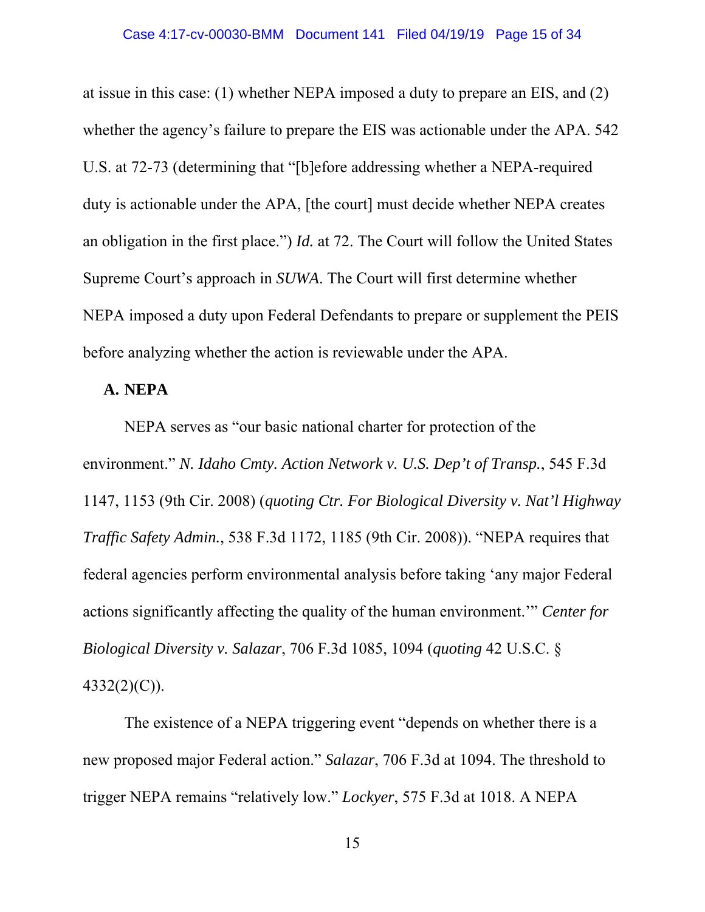at issue in this case: (1) whether NEPA imposed a duty to prepare an EIS, and (2) whether the agency's failure to prepare the EIS was actionable under the APA. 542 U.S. at 72-73 (determining that "[b]efore addressing whether a NEPA-required duty is actionable under the APA, [the court] must decide whether NEPA creates an obligation in the first place.") *Id.* at 72. The Court will follow the United States Supreme Court's approach in *SUWA*. The Court will first determine whether NEPA imposed a duty upon Federal Defendants to prepare or supplement the PEIS before analyzing whether the action is reviewable under the APA.

**A. NEPA**

NEPA serves as "our basic national charter for protection of the environment." *N. Idaho Cmty. Action Network v. U.S. Dep't of Transp.*, 545 F.3d 1147, 1153 (9th Cir. 2008) (*quoting Ctr. For Biological Diversity v. Nat'l Highway Traffic Safety Admin.*, 538 F.3d 1172, 1185 (9th Cir. 2008)). "NEPA requires that federal agencies perform environmental analysis before taking 'any major Federal actions significantly affecting the quality of the human environment.'" *Center for Biological Diversity v. Salazar*, 706 F.3d 1085, 1094 (*quoting* 42 U.S.C. § 4332(2)(C)).

The existence of a NEPA triggering event "depends on whether there is a new proposed major Federal action." *Salazar*, 706 F.3d at 1094. The threshold to trigger NEPA remains "relatively low." *Lockyer*, 575 F.3d at 1018. A NEPA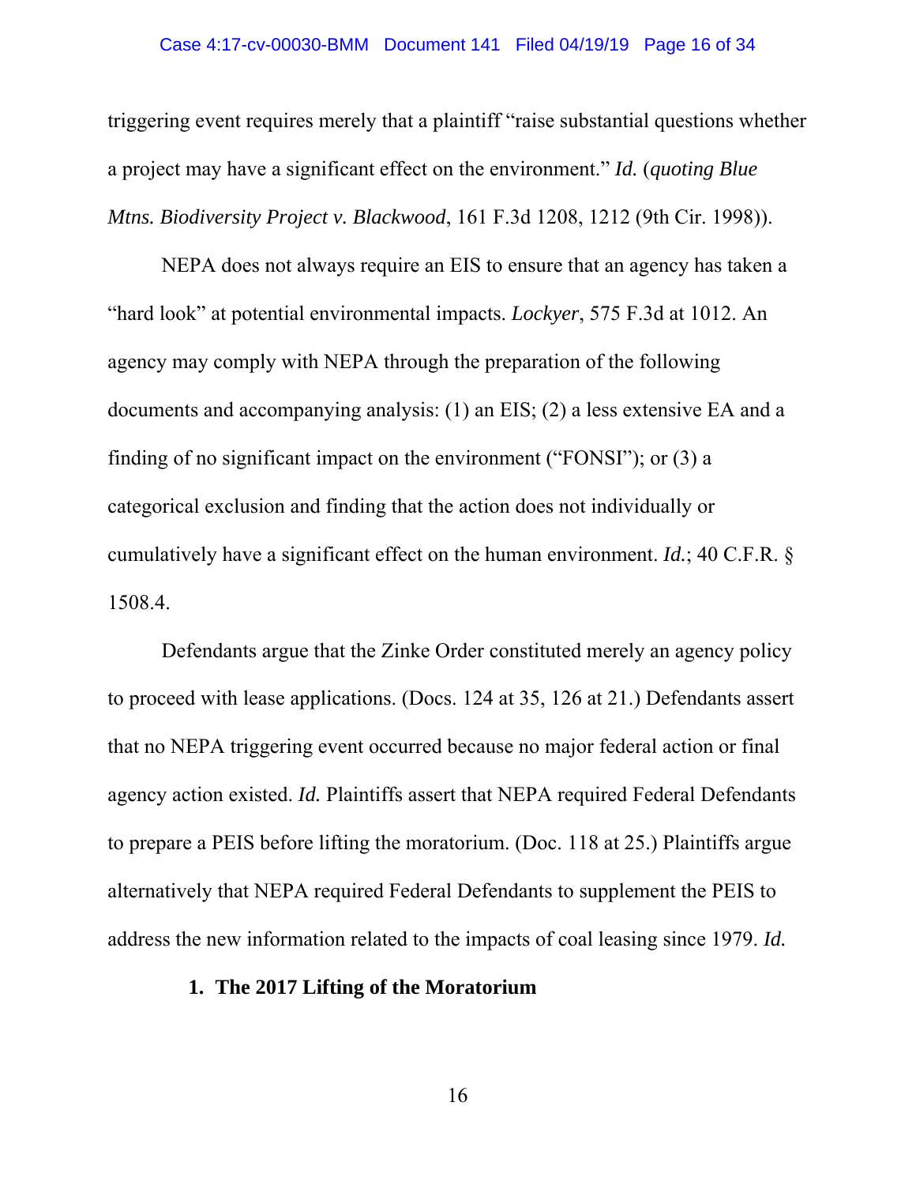triggering event requires merely that a plaintiff "raise substantial questions whether a project may have a significant effect on the environment." *Id.* (*quoting Blue Mtns. Biodiversity Project v. Blackwood*, 161 F.3d 1208, 1212 (9th Cir. 1998)).

NEPA does not always require an EIS to ensure that an agency has taken a "hard look" at potential environmental impacts. *Lockyer*, 575 F.3d at 1012. An agency may comply with NEPA through the preparation of the following documents and accompanying analysis: (1) an EIS; (2) a less extensive EA and a finding of no significant impact on the environment ("FONSI"); or (3) a categorical exclusion and finding that the action does not individually or cumulatively have a significant effect on the human environment. *Id.*; 40 C.F.R. § 1508.4.

Defendants argue that the Zinke Order constituted merely an agency policy to proceed with lease applications. (Docs. 124 at 35, 126 at 21.) Defendants assert that no NEPA triggering event occurred because no major federal action or final agency action existed. *Id.* Plaintiffs assert that NEPA required Federal Defendants to prepare a PEIS before lifting the moratorium. (Doc. 118 at 25.) Plaintiffs argue alternatively that NEPA required Federal Defendants to supplement the PEIS to address the new information related to the impacts of coal leasing since 1979. *Id.*

**1. The 2017 Lifting of the Moratorium**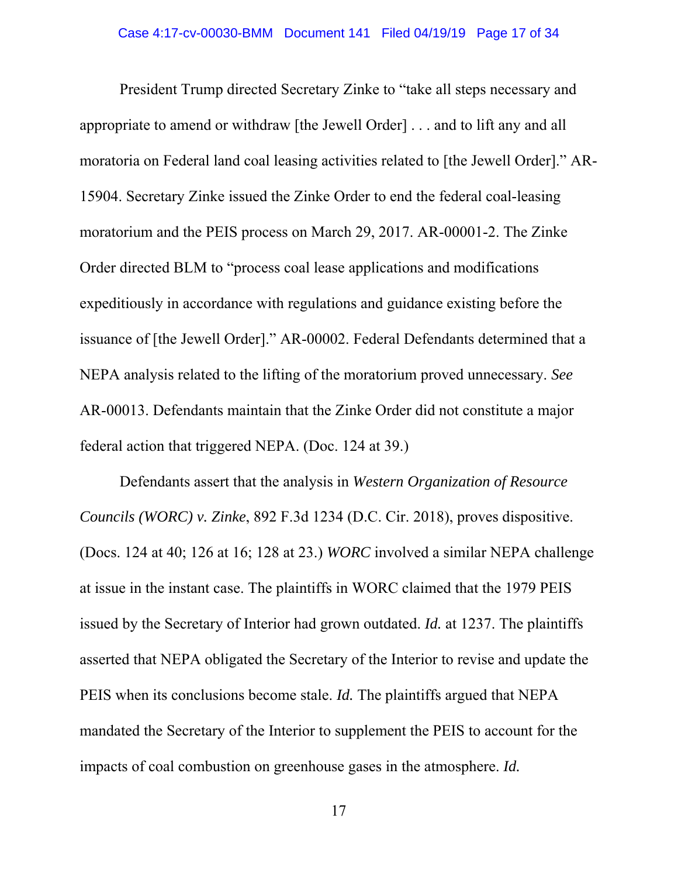President Trump directed Secretary Zinke to "take all steps necessary and appropriate to amend or withdraw [the Jewell Order] . . . and to lift any and all moratoria on Federal land coal leasing activities related to [the Jewell Order]." AR-15904. Secretary Zinke issued the Zinke Order to end the federal coal-leasing moratorium and the PEIS process on March 29, 2017. AR-00001-2. The Zinke Order directed BLM to "process coal lease applications and modifications expeditiously in accordance with regulations and guidance existing before the issuance of [the Jewell Order]." AR-00002. Federal Defendants determined that a NEPA analysis related to the lifting of the moratorium proved unnecessary. *See* AR-00013. Defendants maintain that the Zinke Order did not constitute a major federal action that triggered NEPA. (Doc. 124 at 39.)

Defendants assert that the analysis in *Western Organization of Resource Councils (WORC) v. Zinke*, 892 F.3d 1234 (D.C. Cir. 2018), proves dispositive. (Docs. 124 at 40; 126 at 16; 128 at 23.) *WORC* involved a similar NEPA challenge at issue in the instant case. The plaintiffs in WORC claimed that the 1979 PEIS issued by the Secretary of Interior had grown outdated. *Id.* at 1237. The plaintiffs asserted that NEPA obligated the Secretary of the Interior to revise and update the PEIS when its conclusions become stale. *Id.* The plaintiffs argued that NEPA mandated the Secretary of the Interior to supplement the PEIS to account for the impacts of coal combustion on greenhouse gases in the atmosphere. *Id.*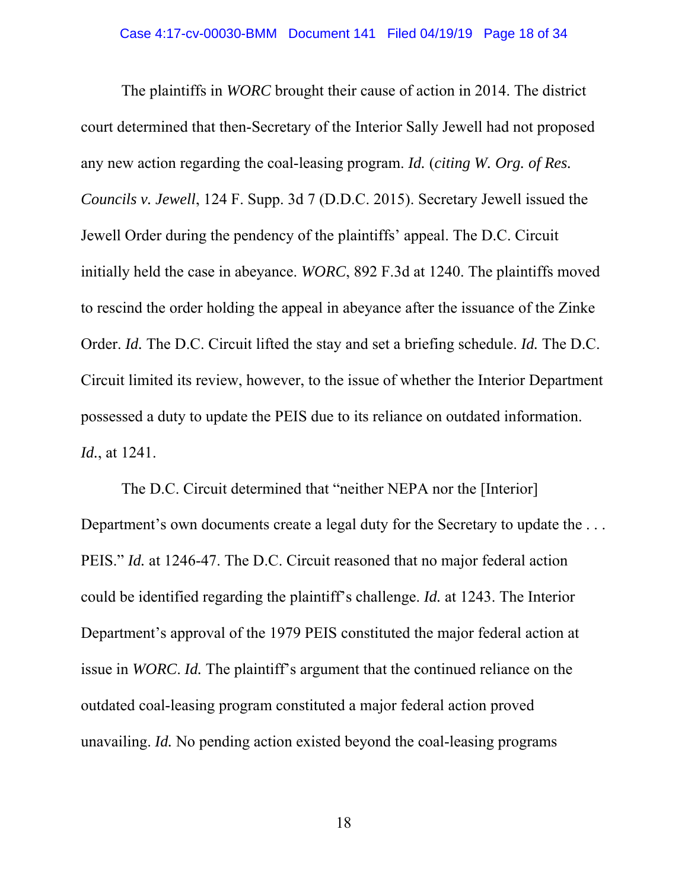The plaintiffs in *WORC* brought their cause of action in 2014. The district court determined that then-Secretary of the Interior Sally Jewell had not proposed any new action regarding the coal-leasing program. *Id.* (*citing W. Org. of Res. Councils v. Jewell*, 124 F. Supp. 3d 7 (D.D.C. 2015). Secretary Jewell issued the Jewell Order during the pendency of the plaintiffs' appeal. The D.C. Circuit initially held the case in abeyance. *WORC*, 892 F.3d at 1240. The plaintiffs moved to rescind the order holding the appeal in abeyance after the issuance of the Zinke Order. *Id.* The D.C. Circuit lifted the stay and set a briefing schedule. *Id.* The D.C. Circuit limited its review, however, to the issue of whether the Interior Department possessed a duty to update the PEIS due to its reliance on outdated information. *Id.*, at 1241.

The D.C. Circuit determined that "neither NEPA nor the [Interior] Department's own documents create a legal duty for the Secretary to update the . . . PEIS." *Id.* at 1246-47. The D.C. Circuit reasoned that no major federal action could be identified regarding the plaintiff's challenge. *Id.* at 1243. The Interior Department's approval of the 1979 PEIS constituted the major federal action at issue in *WORC*. *Id.* The plaintiff's argument that the continued reliance on the outdated coal-leasing program constituted a major federal action proved unavailing. *Id.* No pending action existed beyond the coal-leasing programs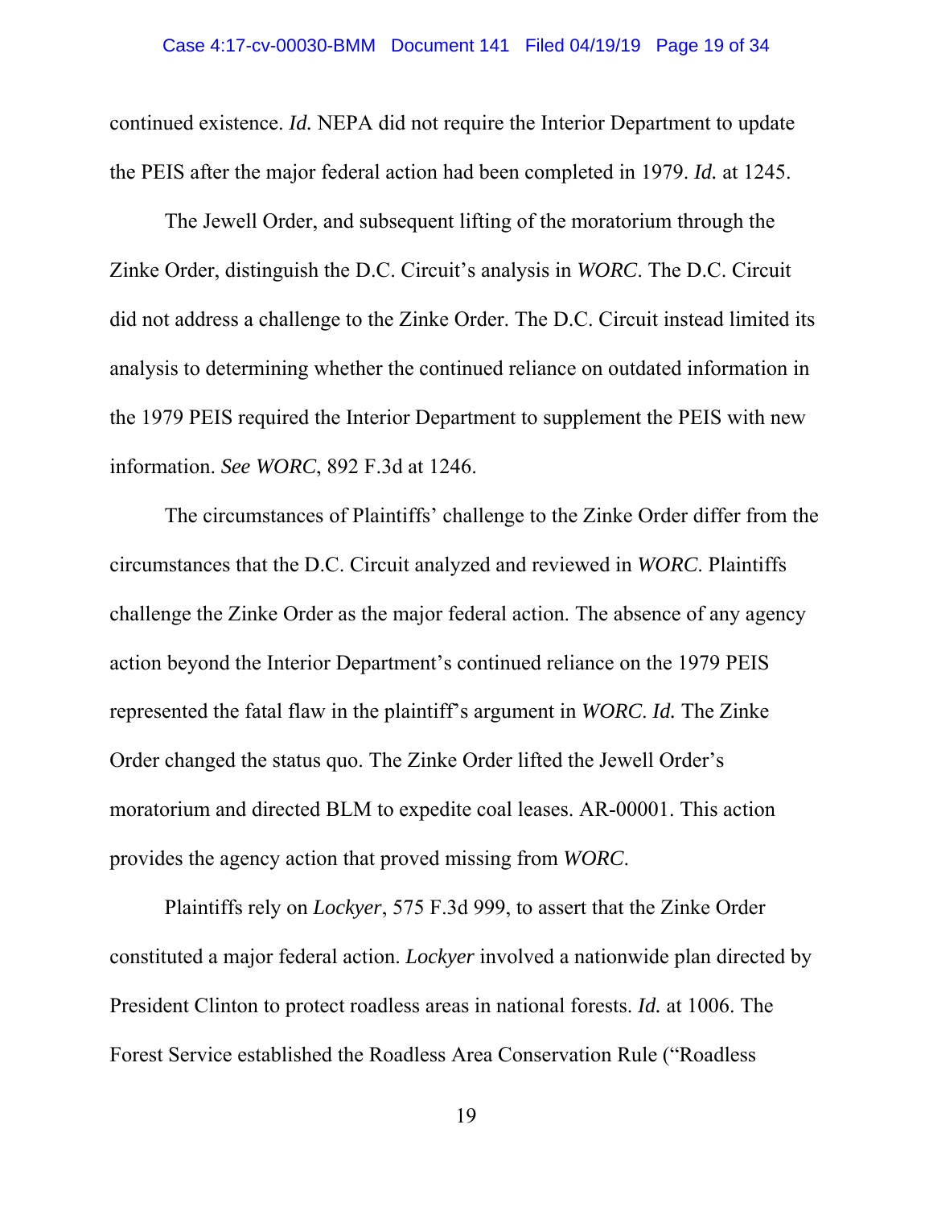continued existence. *Id.* NEPA did not require the Interior Department to update the PEIS after the major federal action had been completed in 1979. *Id.* at 1245.

The Jewell Order, and subsequent lifting of the moratorium through the Zinke Order, distinguish the D.C. Circuit's analysis in *WORC*. The D.C. Circuit did not address a challenge to the Zinke Order. The D.C. Circuit instead limited its analysis to determining whether the continued reliance on outdated information in the 1979 PEIS required the Interior Department to supplement the PEIS with new information. *See WORC*, 892 F.3d at 1246.

The circumstances of Plaintiffs' challenge to the Zinke Order differ from the circumstances that the D.C. Circuit analyzed and reviewed in *WORC*. Plaintiffs challenge the Zinke Order as the major federal action. The absence of any agency action beyond the Interior Department's continued reliance on the 1979 PEIS represented the fatal flaw in the plaintiff's argument in *WORC*. *Id.* The Zinke Order changed the status quo. The Zinke Order lifted the Jewell Order's moratorium and directed BLM to expedite coal leases. AR-00001. This action provides the agency action that proved missing from *WORC*.

Plaintiffs rely on *Lockyer*, 575 F.3d 999, to assert that the Zinke Order constituted a major federal action. *Lockyer* involved a nationwide plan directed by President Clinton to protect roadless areas in national forests. *Id.* at 1006. The Forest Service established the Roadless Area Conservation Rule ("Roadless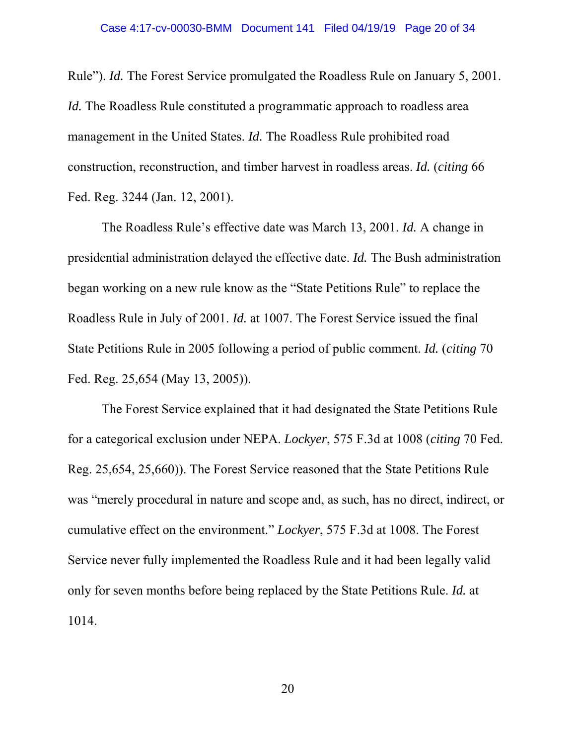Rule"). *Id.* The Forest Service promulgated the Roadless Rule on January 5, 2001. *Id.* The Roadless Rule constituted a programmatic approach to roadless area management in the United States. *Id.* The Roadless Rule prohibited road construction, reconstruction, and timber harvest in roadless areas. *Id.* (*citing* 66 Fed. Reg. 3244 (Jan. 12, 2001).

The Roadless Rule's effective date was March 13, 2001. *Id.* A change in presidential administration delayed the effective date. *Id.* The Bush administration began working on a new rule know as the "State Petitions Rule" to replace the Roadless Rule in July of 2001. *Id.* at 1007. The Forest Service issued the final State Petitions Rule in 2005 following a period of public comment. *Id.* (*citing* 70 Fed. Reg. 25,654 (May 13, 2005)).

The Forest Service explained that it had designated the State Petitions Rule for a categorical exclusion under NEPA. *Lockyer*, 575 F.3d at 1008 (*citing* 70 Fed. Reg. 25,654, 25,660)). The Forest Service reasoned that the State Petitions Rule was "merely procedural in nature and scope and, as such, has no direct, indirect, or cumulative effect on the environment." *Lockyer*, 575 F.3d at 1008. The Forest Service never fully implemented the Roadless Rule and it had been legally valid only for seven months before being replaced by the State Petitions Rule. *Id.* at 1014.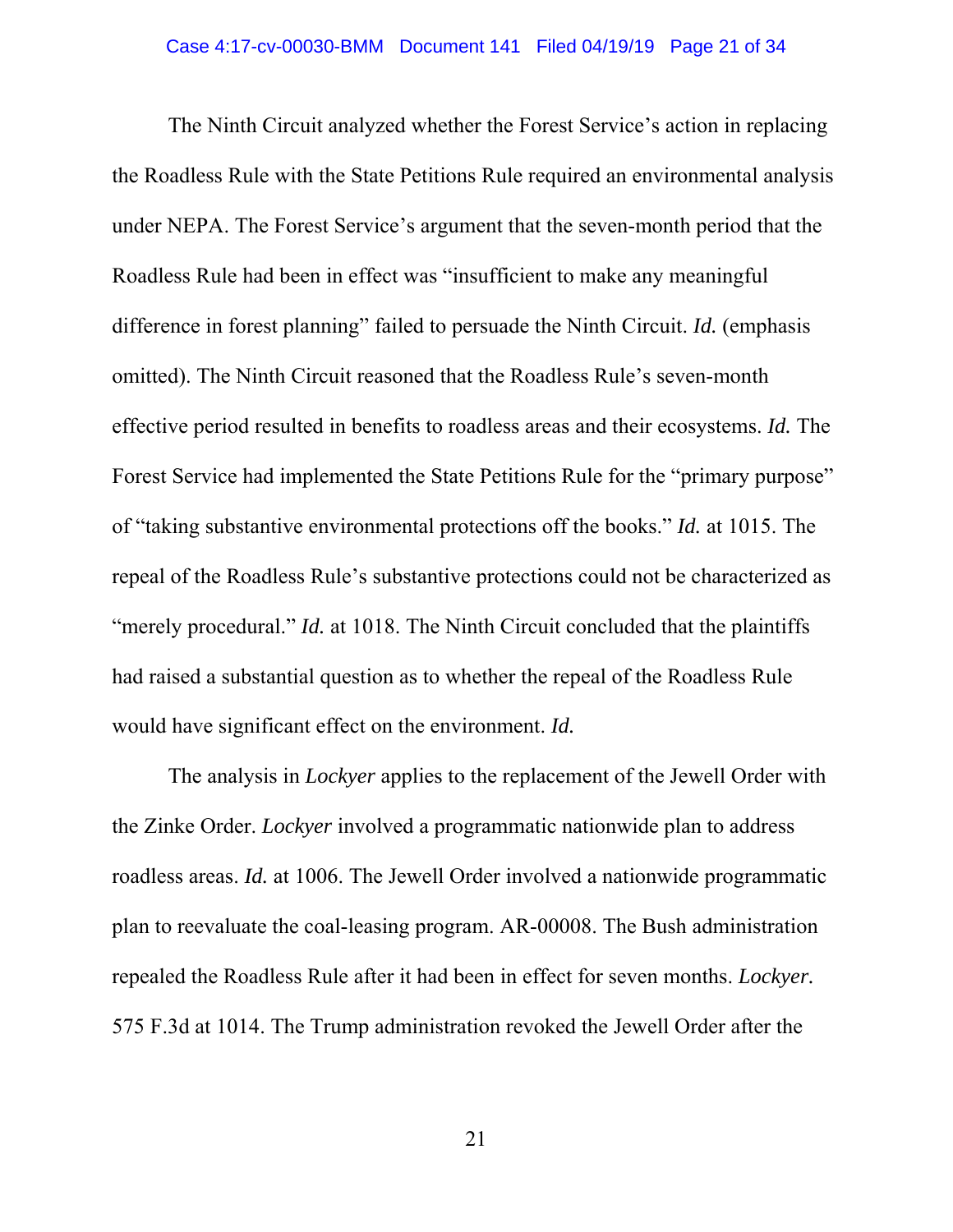The Ninth Circuit analyzed whether the Forest Service's action in replacing the Roadless Rule with the State Petitions Rule required an environmental analysis under NEPA. The Forest Service's argument that the seven-month period that the Roadless Rule had been in effect was "insufficient to make any meaningful difference in forest planning" failed to persuade the Ninth Circuit. *Id.* (emphasis omitted). The Ninth Circuit reasoned that the Roadless Rule's seven-month effective period resulted in benefits to roadless areas and their ecosystems. *Id.* The Forest Service had implemented the State Petitions Rule for the "primary purpose" of "taking substantive environmental protections off the books." *Id.* at 1015. The repeal of the Roadless Rule's substantive protections could not be characterized as "merely procedural." *Id.* at 1018. The Ninth Circuit concluded that the plaintiffs had raised a substantial question as to whether the repeal of the Roadless Rule would have significant effect on the environment. *Id.*

The analysis in *Lockyer* applies to the replacement of the Jewell Order with the Zinke Order. *Lockyer* involved a programmatic nationwide plan to address roadless areas. *Id.* at 1006. The Jewell Order involved a nationwide programmatic plan to reevaluate the coal-leasing program. AR-00008. The Bush administration repealed the Roadless Rule after it had been in effect for seven months. *Lockyer.* 575 F.3d at 1014. The Trump administration revoked the Jewell Order after the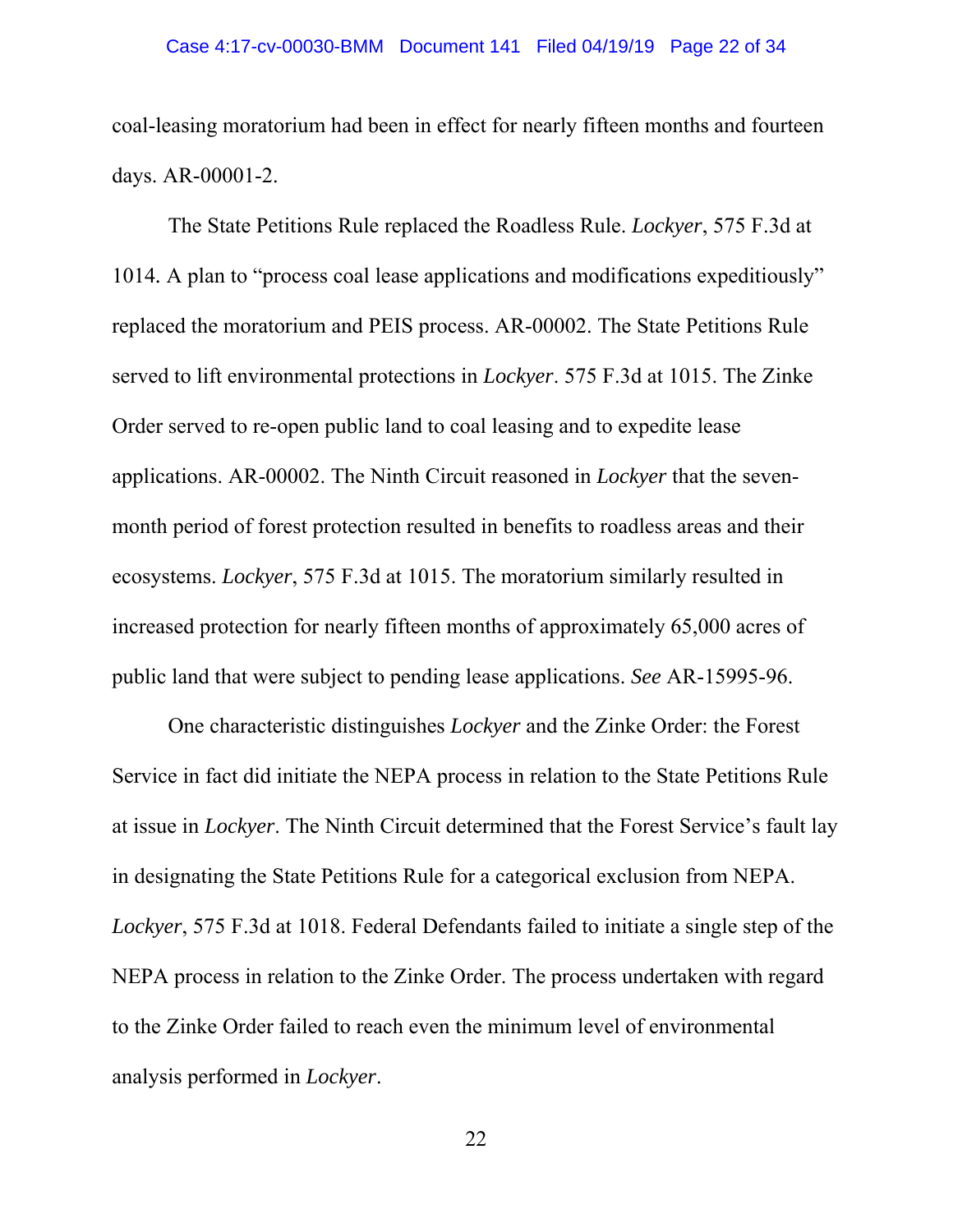coal-leasing moratorium had been in effect for nearly fifteen months and fourteen days. AR-00001-2.

The State Petitions Rule replaced the Roadless Rule. *Lockyer*, 575 F.3d at 1014. A plan to "process coal lease applications and modifications expeditiously" replaced the moratorium and PEIS process. AR-00002. The State Petitions Rule served to lift environmental protections in *Lockyer*. 575 F.3d at 1015. The Zinke Order served to re-open public land to coal leasing and to expedite lease applications. AR-00002. The Ninth Circuit reasoned in *Lockyer* that the seven-month period of forest protection resulted in benefits to roadless areas and their ecosystems. *Lockyer*, 575 F.3d at 1015. The moratorium similarly resulted in increased protection for nearly fifteen months of approximately 65,000 acres of public land that were subject to pending lease applications. *See* AR-15995-96.

One characteristic distinguishes *Lockyer* and the Zinke Order: the Forest Service in fact did initiate the NEPA process in relation to the State Petitions Rule at issue in *Lockyer*. The Ninth Circuit determined that the Forest Service's fault lay in designating the State Petitions Rule for a categorical exclusion from NEPA. *Lockyer*, 575 F.3d at 1018. Federal Defendants failed to initiate a single step of the NEPA process in relation to the Zinke Order. The process undertaken with regard to the Zinke Order failed to reach even the minimum level of environmental analysis performed in *Lockyer*.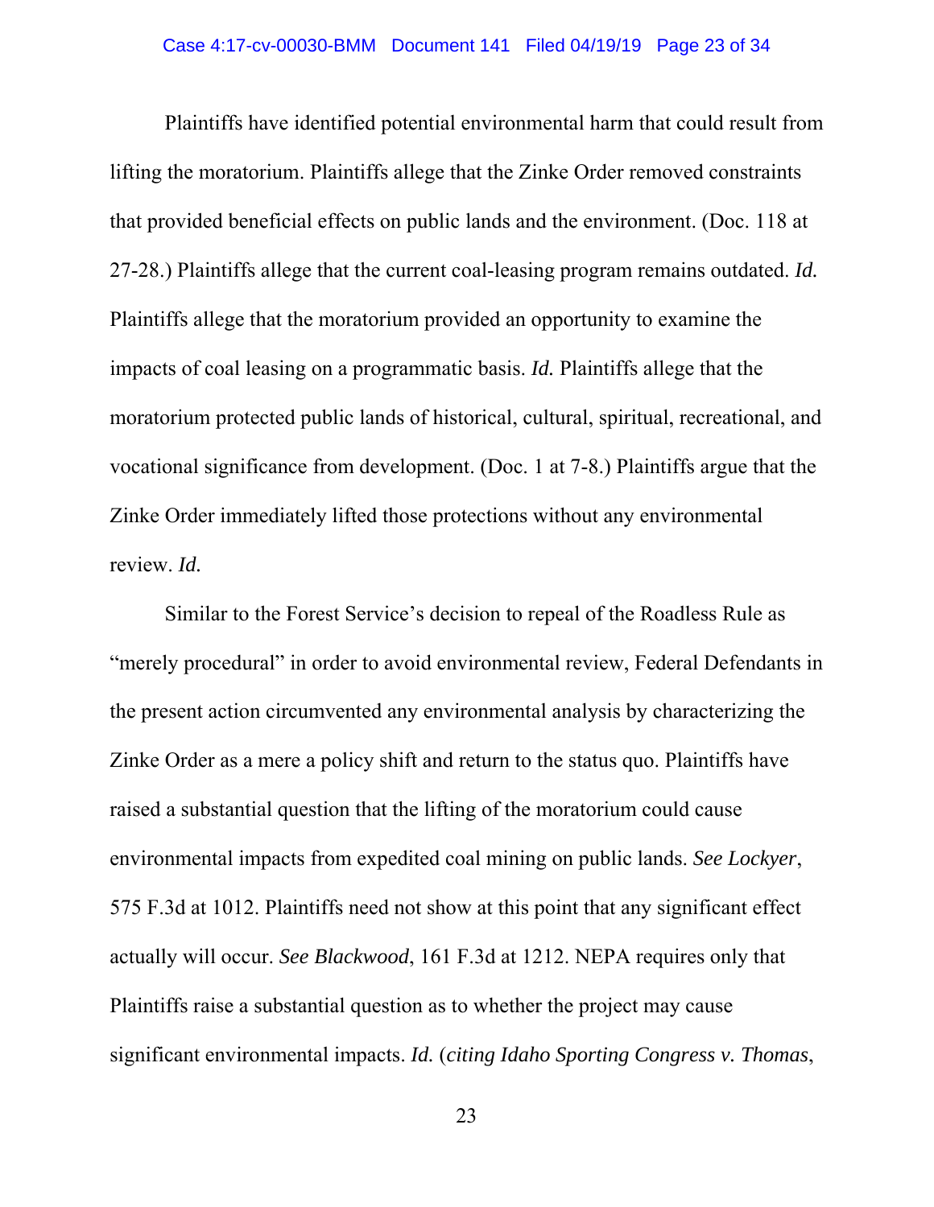Plaintiffs have identified potential environmental harm that could result from lifting the moratorium. Plaintiffs allege that the Zinke Order removed constraints that provided beneficial effects on public lands and the environment. (Doc. 118 at 27-28.) Plaintiffs allege that the current coal-leasing program remains outdated. *Id.* Plaintiffs allege that the moratorium provided an opportunity to examine the impacts of coal leasing on a programmatic basis. *Id.* Plaintiffs allege that the moratorium protected public lands of historical, cultural, spiritual, recreational, and vocational significance from development. (Doc. 1 at 7-8.) Plaintiffs argue that the Zinke Order immediately lifted those protections without any environmental review. *Id.*

Similar to the Forest Service's decision to repeal of the Roadless Rule as "merely procedural" in order to avoid environmental review, Federal Defendants in the present action circumvented any environmental analysis by characterizing the Zinke Order as a mere a policy shift and return to the status quo. Plaintiffs have raised a substantial question that the lifting of the moratorium could cause environmental impacts from expedited coal mining on public lands. *See Lockyer*, 575 F.3d at 1012. Plaintiffs need not show at this point that any significant effect actually will occur. *See Blackwood*, 161 F.3d at 1212. NEPA requires only that Plaintiffs raise a substantial question as to whether the project may cause significant environmental impacts. *Id.* (*citing Idaho Sporting Congress v. Thomas*,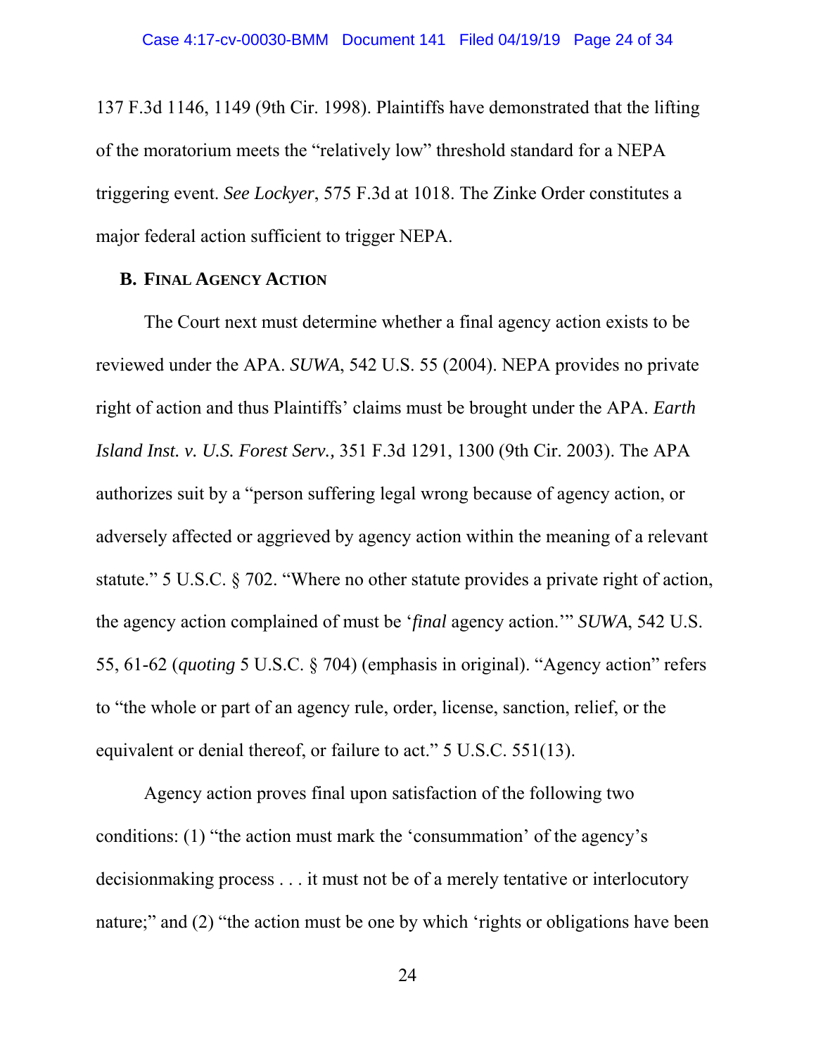137 F.3d 1146, 1149 (9th Cir. 1998). Plaintiffs have demonstrated that the lifting of the moratorium meets the "relatively low" threshold standard for a NEPA triggering event. *See Lockyer*, 575 F.3d at 1018. The Zinke Order constitutes a major federal action sufficient to trigger NEPA.

### B. Final Agency Action

The Court next must determine whether a final agency action exists to be reviewed under the APA. *SUWA*, 542 U.S. 55 (2004). NEPA provides no private right of action and thus Plaintiffs' claims must be brought under the APA. *Earth Island Inst. v. U.S. Forest Serv.,* 351 F.3d 1291, 1300 (9th Cir. 2003). The APA authorizes suit by a "person suffering legal wrong because of agency action, or adversely affected or aggrieved by agency action within the meaning of a relevant statute." 5 U.S.C. § 702. "Where no other statute provides a private right of action, the agency action complained of must be '*final* agency action.'" *SUWA*, 542 U.S. 55, 61-62 (*quoting* 5 U.S.C. § 704) (emphasis in original). "Agency action" refers to "the whole or part of an agency rule, order, license, sanction, relief, or the equivalent or denial thereof, or failure to act." 5 U.S.C. 551(13).

Agency action proves final upon satisfaction of the following two conditions: (1) "the action must mark the 'consummation' of the agency's decisionmaking process . . . it must not be of a merely tentative or interlocutory nature;" and (2) "the action must be one by which 'rights or obligations have been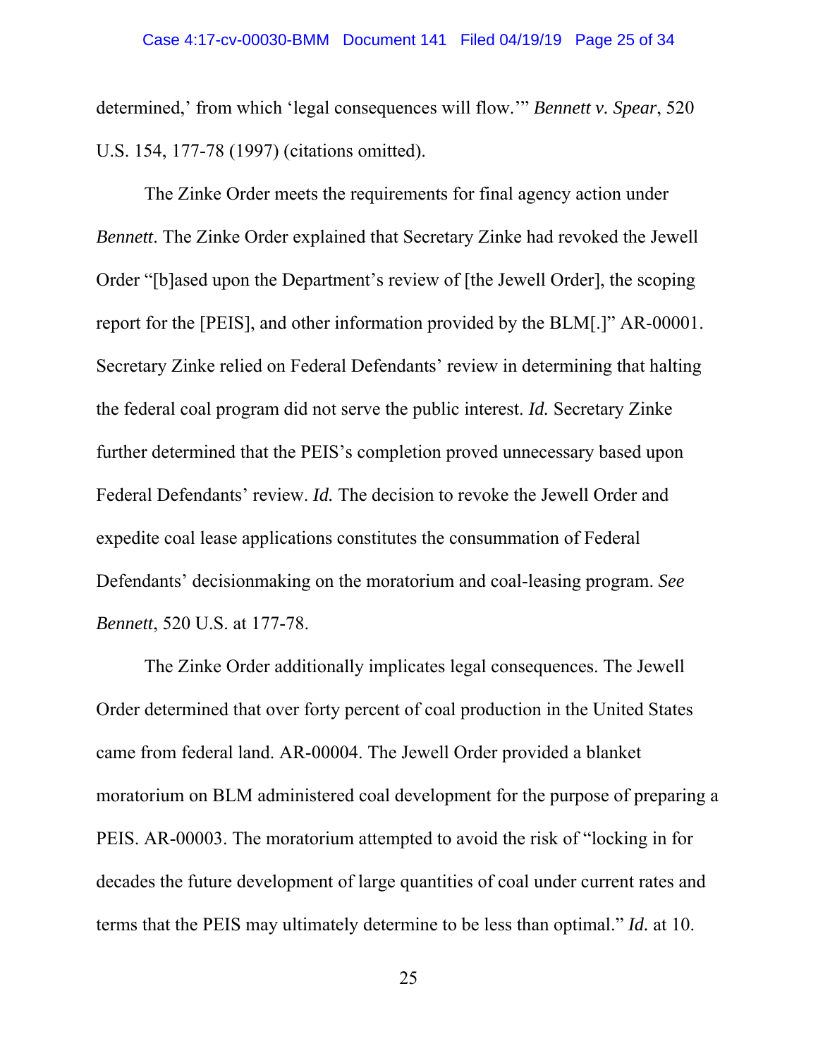determined,' from which 'legal consequences will flow.'" *Bennett v. Spear*, 520 U.S. 154, 177-78 (1997) (citations omitted).

The Zinke Order meets the requirements for final agency action under *Bennett*. The Zinke Order explained that Secretary Zinke had revoked the Jewell Order "[b]ased upon the Department's review of [the Jewell Order], the scoping report for the [PEIS], and other information provided by the BLM[.]" AR-00001. Secretary Zinke relied on Federal Defendants' review in determining that halting the federal coal program did not serve the public interest. *Id.* Secretary Zinke further determined that the PEIS's completion proved unnecessary based upon Federal Defendants' review. *Id.* The decision to revoke the Jewell Order and expedite coal lease applications constitutes the consummation of Federal Defendants' decisionmaking on the moratorium and coal-leasing program. *See Bennett*, 520 U.S. at 177-78.

The Zinke Order additionally implicates legal consequences. The Jewell Order determined that over forty percent of coal production in the United States came from federal land. AR-00004. The Jewell Order provided a blanket moratorium on BLM administered coal development for the purpose of preparing a PEIS. AR-00003. The moratorium attempted to avoid the risk of "locking in for decades the future development of large quantities of coal under current rates and terms that the PEIS may ultimately determine to be less than optimal." *Id.* at 10.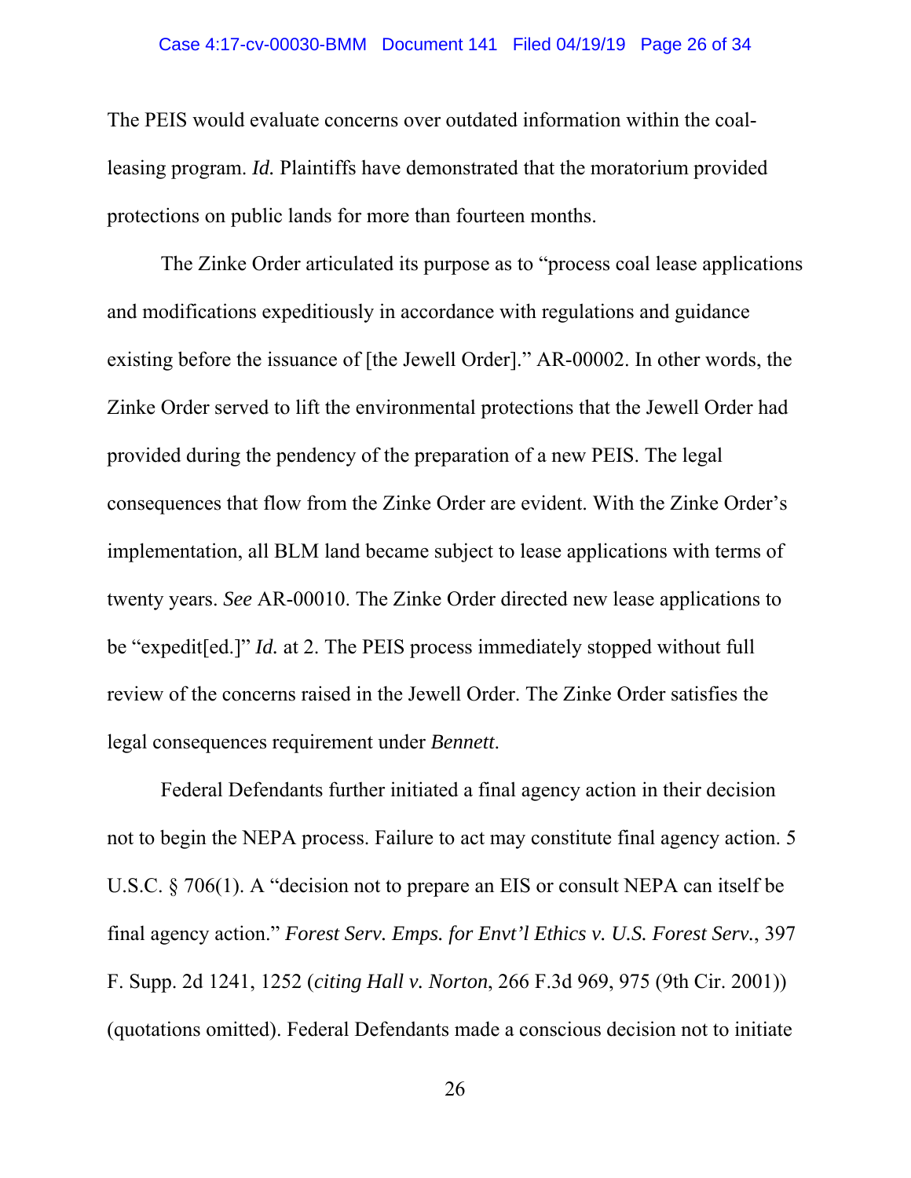The PEIS would evaluate concerns over outdated information within the coal-leasing program. *Id.* Plaintiffs have demonstrated that the moratorium provided protections on public lands for more than fourteen months.

The Zinke Order articulated its purpose as to "process coal lease applications and modifications expeditiously in accordance with regulations and guidance existing before the issuance of [the Jewell Order]." AR-00002. In other words, the Zinke Order served to lift the environmental protections that the Jewell Order had provided during the pendency of the preparation of a new PEIS. The legal consequences that flow from the Zinke Order are evident. With the Zinke Order's implementation, all BLM land became subject to lease applications with terms of twenty years. *See* AR-00010. The Zinke Order directed new lease applications to be "expedit[ed.]" *Id.* at 2. The PEIS process immediately stopped without full review of the concerns raised in the Jewell Order. The Zinke Order satisfies the legal consequences requirement under *Bennett*.

Federal Defendants further initiated a final agency action in their decision not to begin the NEPA process. Failure to act may constitute final agency action. 5 U.S.C. § 706(1). A "decision not to prepare an EIS or consult NEPA can itself be final agency action." *Forest Serv. Emps. for Envt'l Ethics v. U.S. Forest Serv.*, 397 F. Supp. 2d 1241, 1252 (*citing Hall v. Norton*, 266 F.3d 969, 975 (9th Cir. 2001)) (quotations omitted). Federal Defendants made a conscious decision not to initiate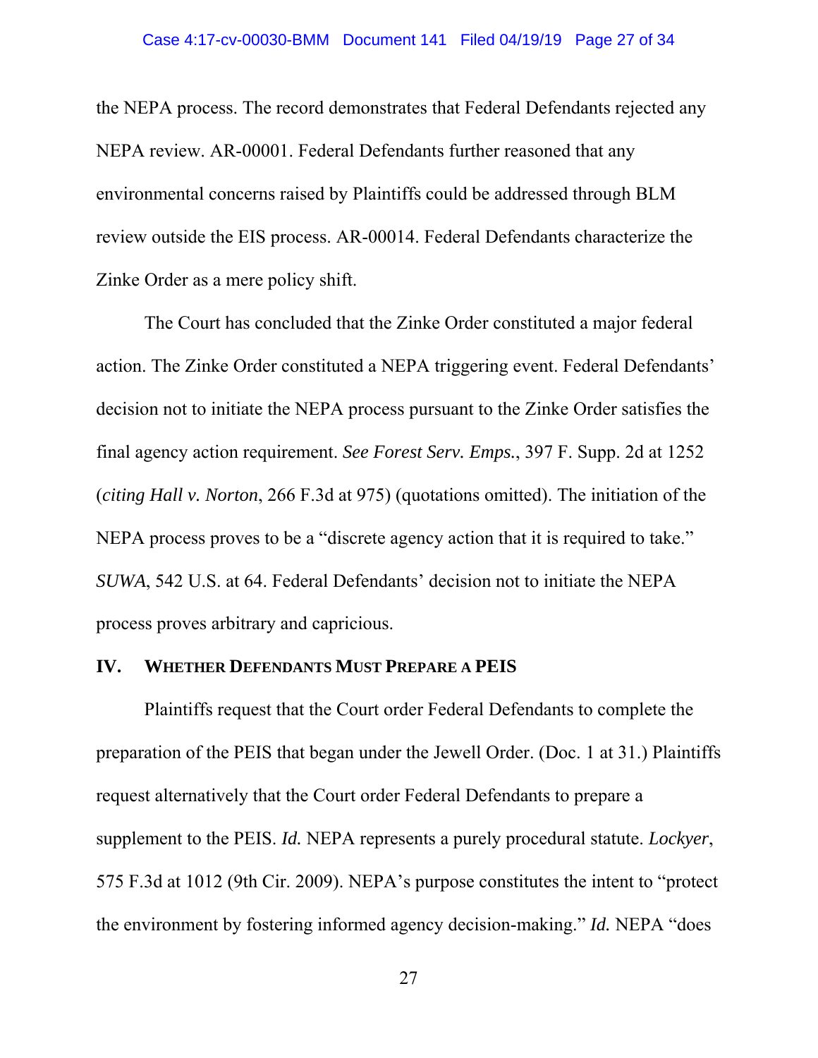the NEPA process. The record demonstrates that Federal Defendants rejected any NEPA review. AR-00001. Federal Defendants further reasoned that any environmental concerns raised by Plaintiffs could be addressed through BLM review outside the EIS process. AR-00014. Federal Defendants characterize the Zinke Order as a mere policy shift.

The Court has concluded that the Zinke Order constituted a major federal action. The Zinke Order constituted a NEPA triggering event. Federal Defendants' decision not to initiate the NEPA process pursuant to the Zinke Order satisfies the final agency action requirement. *See Forest Serv. Emps.*, 397 F. Supp. 2d at 1252 (*citing Hall v. Norton*, 266 F.3d at 975) (quotations omitted). The initiation of the NEPA process proves to be a "discrete agency action that it is required to take." *SUWA*, 542 U.S. at 64. Federal Defendants' decision not to initiate the NEPA process proves arbitrary and capricious.

## IV. WHETHER DEFENDANTS MUST PREPARE A PEIS

Plaintiffs request that the Court order Federal Defendants to complete the preparation of the PEIS that began under the Jewell Order. (Doc. 1 at 31.) Plaintiffs request alternatively that the Court order Federal Defendants to prepare a supplement to the PEIS. *Id.* NEPA represents a purely procedural statute. *Lockyer*, 575 F.3d at 1012 (9th Cir. 2009). NEPA's purpose constitutes the intent to "protect the environment by fostering informed agency decision-making." *Id.* NEPA "does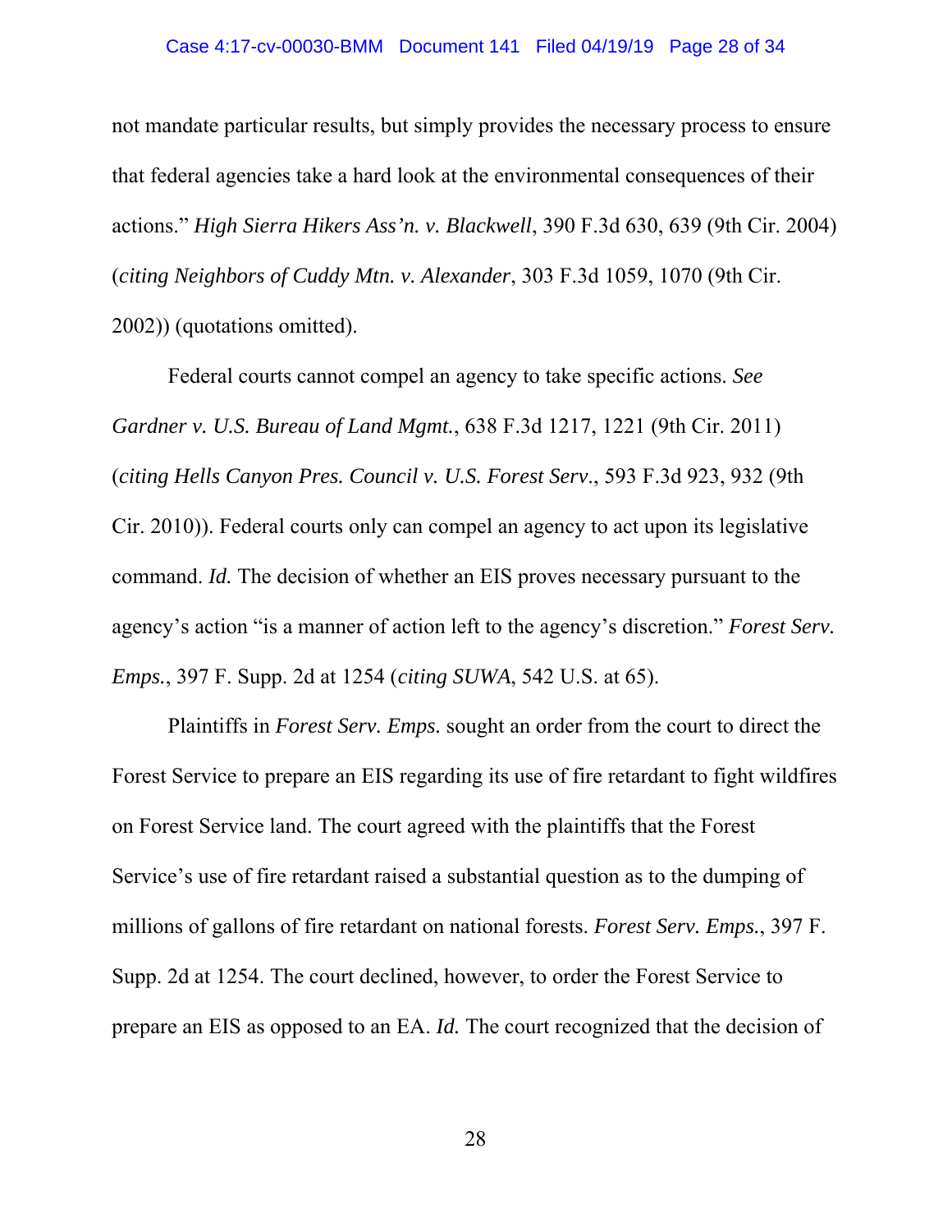not mandate particular results, but simply provides the necessary process to ensure that federal agencies take a hard look at the environmental consequences of their actions." *High Sierra Hikers Ass'n. v. Blackwell*, 390 F.3d 630, 639 (9th Cir. 2004) (*citing Neighbors of Cuddy Mtn. v. Alexander*, 303 F.3d 1059, 1070 (9th Cir. 2002)) (quotations omitted).

Federal courts cannot compel an agency to take specific actions. *See Gardner v. U.S. Bureau of Land Mgmt.*, 638 F.3d 1217, 1221 (9th Cir. 2011) (*citing Hells Canyon Pres. Council v. U.S. Forest Serv.*, 593 F.3d 923, 932 (9th Cir. 2010)). Federal courts only can compel an agency to act upon its legislative command. *Id.* The decision of whether an EIS proves necessary pursuant to the agency's action "is a manner of action left to the agency's discretion." *Forest Serv. Emps.*, 397 F. Supp. 2d at 1254 (*citing SUWA*, 542 U.S. at 65).

Plaintiffs in *Forest Serv. Emps.* sought an order from the court to direct the Forest Service to prepare an EIS regarding its use of fire retardant to fight wildfires on Forest Service land. The court agreed with the plaintiffs that the Forest Service's use of fire retardant raised a substantial question as to the dumping of millions of gallons of fire retardant on national forests. *Forest Serv. Emps.*, 397 F. Supp. 2d at 1254. The court declined, however, to order the Forest Service to prepare an EIS as opposed to an EA. *Id.* The court recognized that the decision of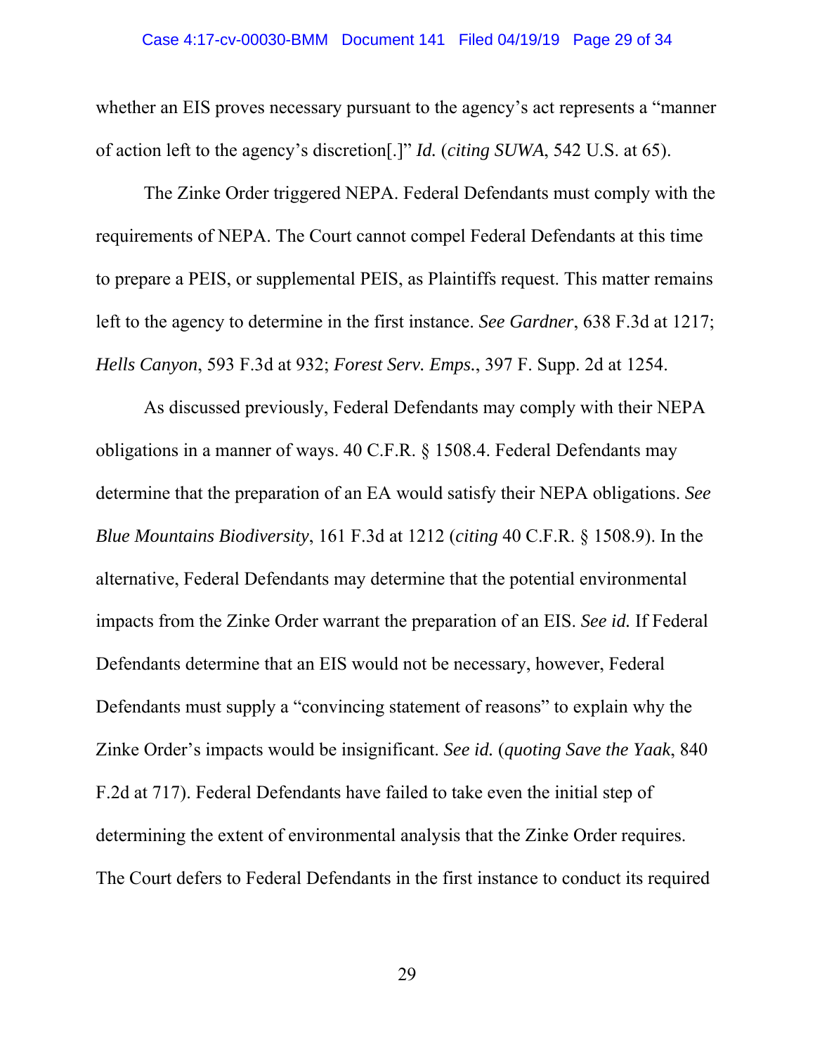whether an EIS proves necessary pursuant to the agency's act represents a "manner of action left to the agency's discretion[.]" *Id.* (*citing SUWA*, 542 U.S. at 65).

The Zinke Order triggered NEPA. Federal Defendants must comply with the requirements of NEPA. The Court cannot compel Federal Defendants at this time to prepare a PEIS, or supplemental PEIS, as Plaintiffs request. This matter remains left to the agency to determine in the first instance. *See Gardner*, 638 F.3d at 1217; *Hells Canyon*, 593 F.3d at 932; *Forest Serv. Emps.*, 397 F. Supp. 2d at 1254.

As discussed previously, Federal Defendants may comply with their NEPA obligations in a manner of ways. 40 C.F.R. § 1508.4. Federal Defendants may determine that the preparation of an EA would satisfy their NEPA obligations. *See Blue Mountains Biodiversity*, 161 F.3d at 1212 (*citing* 40 C.F.R. § 1508.9). In the alternative, Federal Defendants may determine that the potential environmental impacts from the Zinke Order warrant the preparation of an EIS. *See id.* If Federal Defendants determine that an EIS would not be necessary, however, Federal Defendants must supply a "convincing statement of reasons" to explain why the Zinke Order's impacts would be insignificant. *See id.* (*quoting Save the Yaak*, 840 F.2d at 717). Federal Defendants have failed to take even the initial step of determining the extent of environmental analysis that the Zinke Order requires. The Court defers to Federal Defendants in the first instance to conduct its required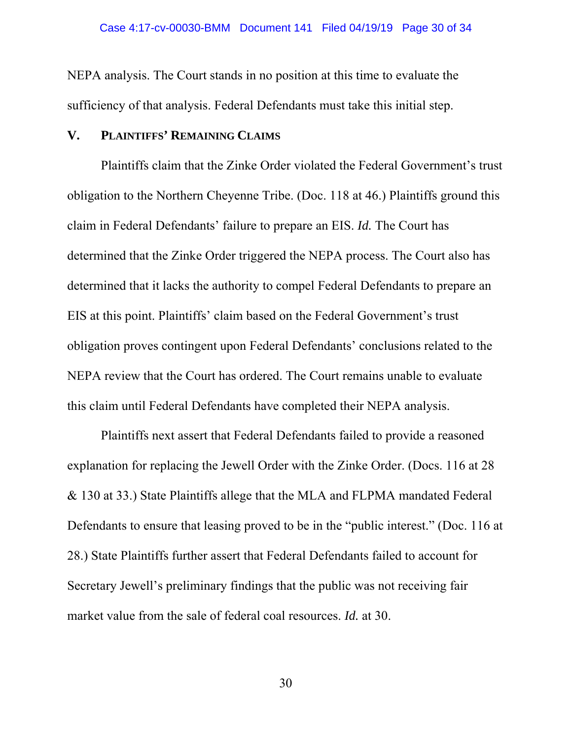NEPA analysis. The Court stands in no position at this time to evaluate the sufficiency of that analysis. Federal Defendants must take this initial step.

## V. PLAINTIFFS' REMAINING CLAIMS

Plaintiffs claim that the Zinke Order violated the Federal Government's trust obligation to the Northern Cheyenne Tribe. (Doc. 118 at 46.) Plaintiffs ground this claim in Federal Defendants' failure to prepare an EIS. *Id.* The Court has determined that the Zinke Order triggered the NEPA process. The Court also has determined that it lacks the authority to compel Federal Defendants to prepare an EIS at this point. Plaintiffs' claim based on the Federal Government's trust obligation proves contingent upon Federal Defendants' conclusions related to the NEPA review that the Court has ordered. The Court remains unable to evaluate this claim until Federal Defendants have completed their NEPA analysis.

Plaintiffs next assert that Federal Defendants failed to provide a reasoned explanation for replacing the Jewell Order with the Zinke Order. (Docs. 116 at 28 & 130 at 33.) State Plaintiffs allege that the MLA and FLPMA mandated Federal Defendants to ensure that leasing proved to be in the "public interest." (Doc. 116 at 28.) State Plaintiffs further assert that Federal Defendants failed to account for Secretary Jewell's preliminary findings that the public was not receiving fair market value from the sale of federal coal resources. *Id.* at 30.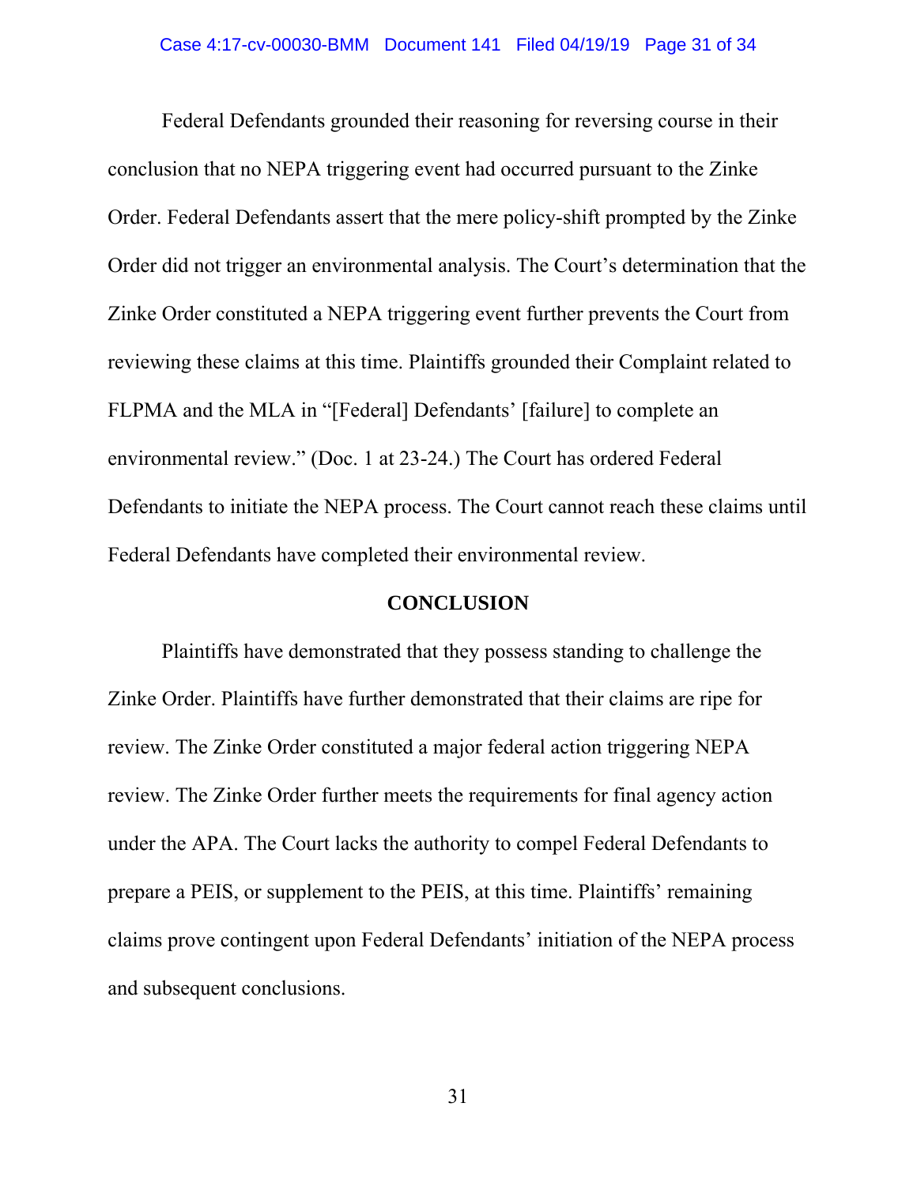Federal Defendants grounded their reasoning for reversing course in their conclusion that no NEPA triggering event had occurred pursuant to the Zinke Order. Federal Defendants assert that the mere policy-shift prompted by the Zinke Order did not trigger an environmental analysis. The Court's determination that the Zinke Order constituted a NEPA triggering event further prevents the Court from reviewing these claims at this time. Plaintiffs grounded their Complaint related to FLPMA and the MLA in "[Federal] Defendants' [failure] to complete an environmental review." (Doc. 1 at 23-24.) The Court has ordered Federal Defendants to initiate the NEPA process. The Court cannot reach these claims until Federal Defendants have completed their environmental review.

## CONCLUSION

Plaintiffs have demonstrated that they possess standing to challenge the Zinke Order. Plaintiffs have further demonstrated that their claims are ripe for review. The Zinke Order constituted a major federal action triggering NEPA review. The Zinke Order further meets the requirements for final agency action under the APA. The Court lacks the authority to compel Federal Defendants to prepare a PEIS, or supplement to the PEIS, at this time. Plaintiffs' remaining claims prove contingent upon Federal Defendants' initiation of the NEPA process and subsequent conclusions.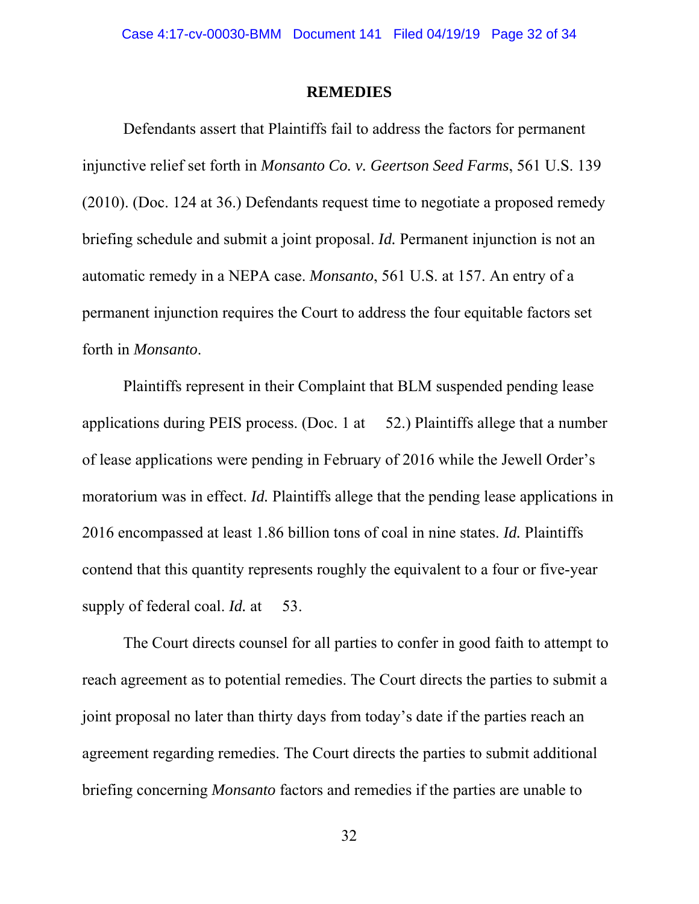## REMEDIES

Defendants assert that Plaintiffs fail to address the factors for permanent injunctive relief set forth in *Monsanto Co. v. Geertson Seed Farms*, 561 U.S. 139 (2010). (Doc. 124 at 36.) Defendants request time to negotiate a proposed remedy briefing schedule and submit a joint proposal. *Id.* Permanent injunction is not an automatic remedy in a NEPA case. *Monsanto*, 561 U.S. at 157. An entry of a permanent injunction requires the Court to address the four equitable factors set forth in *Monsanto*.

Plaintiffs represent in their Complaint that BLM suspended pending lease applications during PEIS process. (Doc. 1 at 52.) Plaintiffs allege that a number of lease applications were pending in February of 2016 while the Jewell Order's moratorium was in effect. *Id.* Plaintiffs allege that the pending lease applications in 2016 encompassed at least 1.86 billion tons of coal in nine states. *Id.* Plaintiffs contend that this quantity represents roughly the equivalent to a four or five-year supply of federal coal. *Id.* at 53.

The Court directs counsel for all parties to confer in good faith to attempt to reach agreement as to potential remedies. The Court directs the parties to submit a joint proposal no later than thirty days from today's date if the parties reach an agreement regarding remedies. The Court directs the parties to submit additional briefing concerning *Monsanto* factors and remedies if the parties are unable to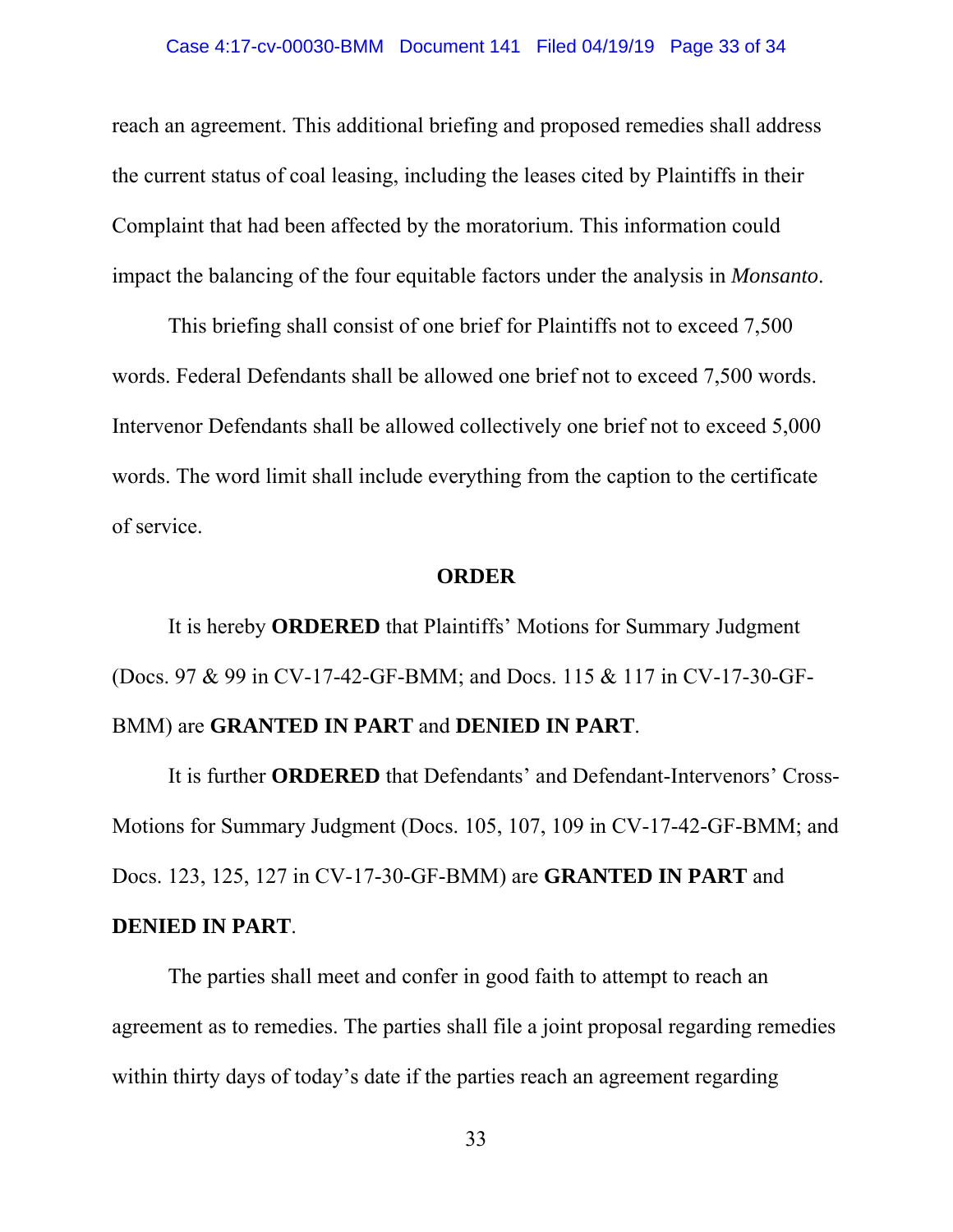reach an agreement. This additional briefing and proposed remedies shall address the current status of coal leasing, including the leases cited by Plaintiffs in their Complaint that had been affected by the moratorium. This information could impact the balancing of the four equitable factors under the analysis in *Monsanto*.

This briefing shall consist of one brief for Plaintiffs not to exceed 7,500 words. Federal Defendants shall be allowed one brief not to exceed 7,500 words. Intervenor Defendants shall be allowed collectively one brief not to exceed 5,000 words. The word limit shall include everything from the caption to the certificate of service.

**ORDER**

It is hereby **ORDERED** that Plaintiffs' Motions for Summary Judgment (Docs. 97 & 99 in CV-17-42-GF-BMM; and Docs. 115 & 117 in CV-17-30-GF-BMM) are **GRANTED IN PART** and **DENIED IN PART**.

It is further **ORDERED** that Defendants' and Defendant-Intervenors' Cross-Motions for Summary Judgment (Docs. 105, 107, 109 in CV-17-42-GF-BMM; and Docs. 123, 125, 127 in CV-17-30-GF-BMM) are **GRANTED IN PART** and **DENIED IN PART**.

The parties shall meet and confer in good faith to attempt to reach an agreement as to remedies. The parties shall file a joint proposal regarding remedies within thirty days of today's date if the parties reach an agreement regarding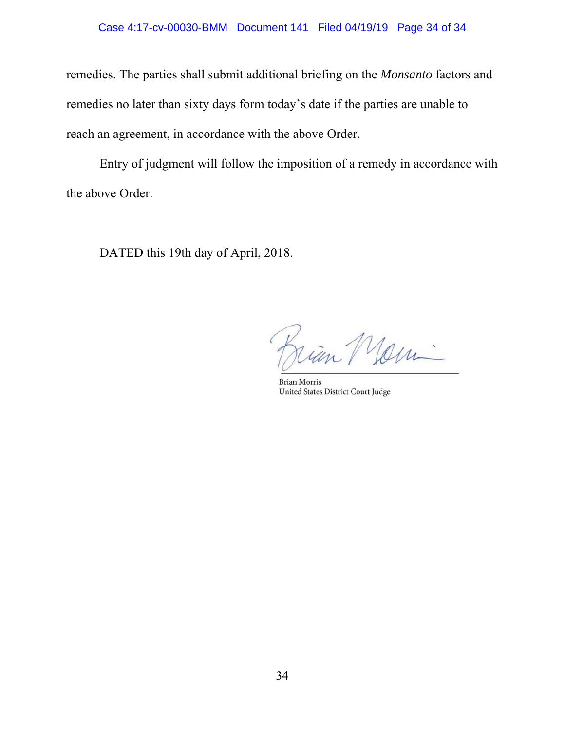remedies. The parties shall submit additional briefing on the *Monsanto* factors and remedies no later than sixty days form today's date if the parties are unable to reach an agreement, in accordance with the above Order.

Entry of judgment will follow the imposition of a remedy in accordance with the above Order.

DATED this 19th day of April, 2018.

Brian Morris
United States District Court Judge